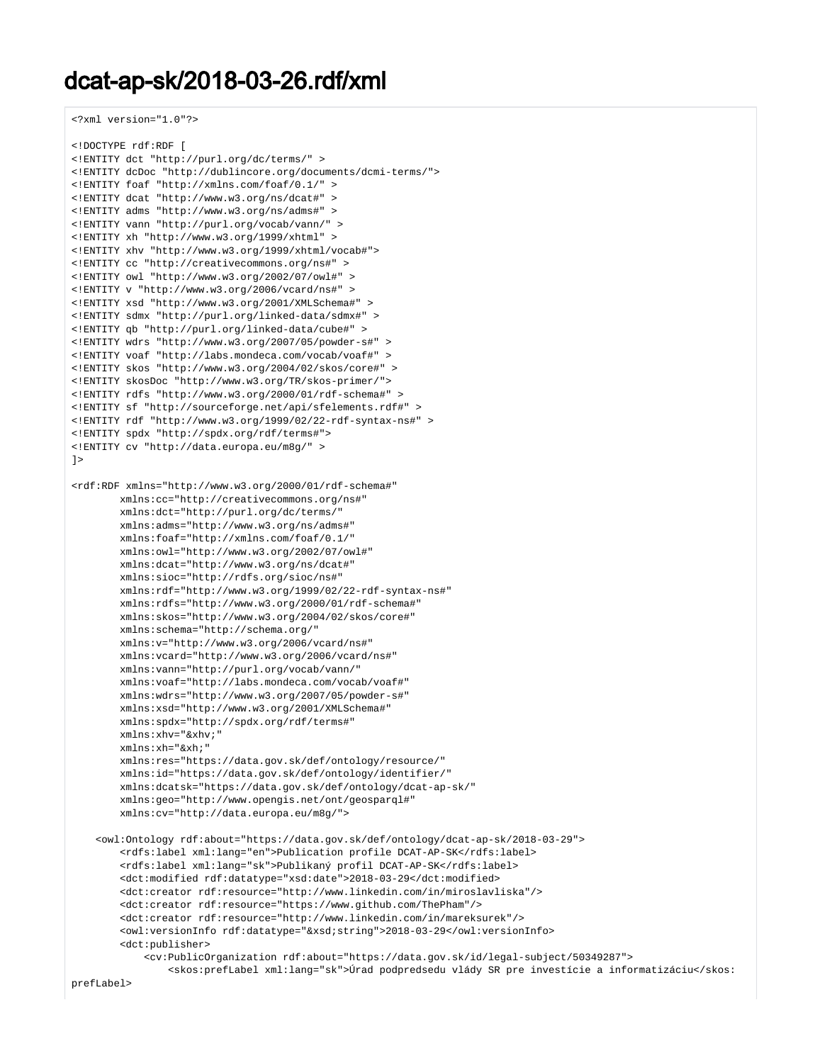# dcat-ap-sk/2018-03-26.rdf/xml

```
<?xml version="1.0"?>

<!DOCTYPE rdf:RDF [
<!ENTITY dct "http://purl.org/dc/terms/" >
<!ENTITY dcDoc "http://dublincore.org/documents/dcmi-terms/">
<!ENTITY foaf "http://xmlns.com/foaf/0.1/" >
<!ENTITY dcat "http://www.w3.org/ns/dcat#" >
<!ENTITY adms "http://www.w3.org/ns/adms#" >
<!ENTITY vann "http://purl.org/vocab/vann/" >
<!ENTITY xh "http://www.w3.org/1999/xhtml" >
<!ENTITY xhv "http://www.w3.org/1999/xhtml/vocab#">
<!ENTITY cc "http://creativecommons.org/ns#" >
<!ENTITY owl "http://www.w3.org/2002/07/owl#" >
<!ENTITY v "http://www.w3.org/2006/vcard/ns#" >
<!ENTITY xsd "http://www.w3.org/2001/XMLSchema#" >
<!ENTITY sdmx "http://purl.org/linked-data/sdmx#" >
<!ENTITY qb "http://purl.org/linked-data/cube#" >
<!ENTITY wdrs "http://www.w3.org/2007/05/powder-s#" >
<!ENTITY voaf "http://labs.mondeca.com/vocab/voaf#" >
<!ENTITY skos "http://www.w3.org/2004/02/skos/core#" >
<!ENTITY skosDoc "http://www.w3.org/TR/skos-primer/">
<!ENTITY rdfs "http://www.w3.org/2000/01/rdf-schema#" >
<!ENTITY sf "http://sourceforge.net/api/sfelements.rdf#" >
<!ENTITY rdf "http://www.w3.org/1999/02/22-rdf-syntax-ns#" >
<!ENTITY spdx "http://spdx.org/rdf/terms#">
<!ENTITY cv "http://data.europa.eu/m8g/" >
]>

<rdf:RDF xmlns="http://www.w3.org/2000/01/rdf-schema#"
        xmlns:cc="http://creativecommons.org/ns#"
        xmlns:dct="http://purl.org/dc/terms/"
        xmlns:adms="http://www.w3.org/ns/adms#"
        xmlns:foaf="http://xmlns.com/foaf/0.1/"
        xmlns:owl="http://www.w3.org/2002/07/owl#"
        xmlns:dcat="http://www.w3.org/ns/dcat#"
        xmlns:sioc="http://rdfs.org/sioc/ns#"
        xmlns:rdf="http://www.w3.org/1999/02/22-rdf-syntax-ns#"
        xmlns:rdfs="http://www.w3.org/2000/01/rdf-schema#"
        xmlns:skos="http://www.w3.org/2004/02/skos/core#"
        xmlns:schema="http://schema.org/"
        xmlns:v="http://www.w3.org/2006/vcard/ns#"
        xmlns:vcard="http://www.w3.org/2006/vcard/ns#"
        xmlns:vann="http://purl.org/vocab/vann/"
        xmlns:voaf="http://labs.mondeca.com/vocab/voaf#"
        xmlns:wdrs="http://www.w3.org/2007/05/powder-s#"
        xmlns:xsd="http://www.w3.org/2001/XMLSchema#"
        xmlns:spdx="http://spdx.org/rdf/terms#"
        xmlns:xhv="&xhv;"
        xmlns:xh="&xh;"
        xmlns:res="https://data.gov.sk/def/ontology/resource/"
        xmlns:id="https://data.gov.sk/def/ontology/identifier/"
        xmlns:dcatsk="https://data.gov.sk/def/ontology/dcat-ap-sk/"
        xmlns:geo="http://www.opengis.net/ont/geosparql#"
        xmlns:cv="http://data.europa.eu/m8g/">

    <owl:Ontology rdf:about="https://data.gov.sk/def/ontology/dcat-ap-sk/2018-03-29">
        <rdfs:label xml:lang="en">Publication profile DCAT-AP-SK</rdfs:label>
        <rdfs:label xml:lang="sk">Publikaný profil DCAT-AP-SK</rdfs:label>
        <dct:modified rdf:datatype="xsd:date">2018-03-29</dct:modified>
        <dct:creator rdf:resource="http://www.linkedin.com/in/miroslavliska"/>
        <dct:creator rdf:resource="https://www.github.com/ThePham"/>
        <dct:creator rdf:resource="http://www.linkedin.com/in/mareksurek"/>
        <owl:versionInfo rdf:datatype="&xsd;string">2018-03-29</owl:versionInfo>
        <dct:publisher>
            <cv:PublicOrganization rdf:about="https://data.gov.sk/id/legal-subject/50349287">
                <skos:prefLabel xml:lang="sk">Úrad podpredsedu vlády SR pre investície a informatizáciu</skos:
prefLabel>
```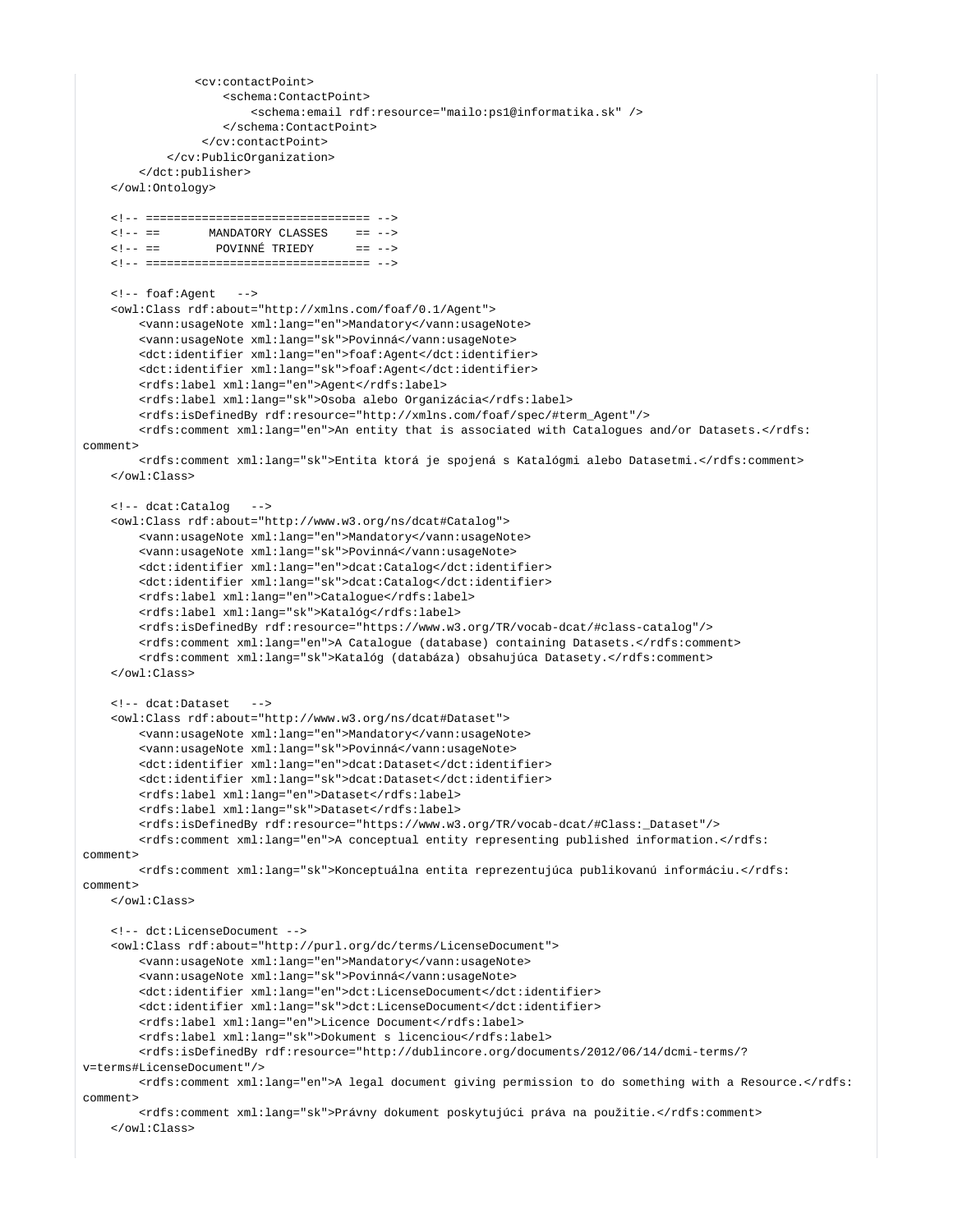```
                <cv:contactPoint>
                    <schema:ContactPoint>
                        <schema:email rdf:resource="mailo:ps1@informatika.sk" />
                    </schema:ContactPoint>
                 </cv:contactPoint>
            </cv:PublicOrganization>
        </dct:publisher>
    </owl:Ontology>

    <!-- ================================ -->
    <!-- ==       MANDATORY CLASSES    == -->
    <!-- ==        POVINNÉ TRIEDY      == -->
    <!-- ================================ -->

    <!-- foaf:Agent   -->
    <owl:Class rdf:about="http://xmlns.com/foaf/0.1/Agent">
        <vann:usageNote xml:lang="en">Mandatory</vann:usageNote>
        <vann:usageNote xml:lang="sk">Povinná</vann:usageNote>
        <dct:identifier xml:lang="en">foaf:Agent</dct:identifier>
        <dct:identifier xml:lang="sk">foaf:Agent</dct:identifier>
        <rdfs:label xml:lang="en">Agent</rdfs:label>
        <rdfs:label xml:lang="sk">Osoba alebo Organizácia</rdfs:label>
        <rdfs:isDefinedBy rdf:resource="http://xmlns.com/foaf/spec/#term_Agent"/>
        <rdfs:comment xml:lang="en">An entity that is associated with Catalogues and/or Datasets.</rdfs:
comment>
        <rdfs:comment xml:lang="sk">Entita ktorá je spojená s Katalógmi alebo Datasetmi.</rdfs:comment>
    </owl:Class>

    <!-- dcat:Catalog   -->
    <owl:Class rdf:about="http://www.w3.org/ns/dcat#Catalog">
        <vann:usageNote xml:lang="en">Mandatory</vann:usageNote>
        <vann:usageNote xml:lang="sk">Povinná</vann:usageNote>
        <dct:identifier xml:lang="en">dcat:Catalog</dct:identifier>
        <dct:identifier xml:lang="sk">dcat:Catalog</dct:identifier>
        <rdfs:label xml:lang="en">Catalogue</rdfs:label>
        <rdfs:label xml:lang="sk">Katalóg</rdfs:label>
        <rdfs:isDefinedBy rdf:resource="https://www.w3.org/TR/vocab-dcat/#class-catalog"/>
        <rdfs:comment xml:lang="en">A Catalogue (database) containing Datasets.</rdfs:comment>
        <rdfs:comment xml:lang="sk">Katalóg (databáza) obsahujúca Datasety.</rdfs:comment>
    </owl:Class>

    <!-- dcat:Dataset   -->
    <owl:Class rdf:about="http://www.w3.org/ns/dcat#Dataset">
        <vann:usageNote xml:lang="en">Mandatory</vann:usageNote>
        <vann:usageNote xml:lang="sk">Povinná</vann:usageNote>
        <dct:identifier xml:lang="en">dcat:Dataset</dct:identifier>
        <dct:identifier xml:lang="sk">dcat:Dataset</dct:identifier>
        <rdfs:label xml:lang="en">Dataset</rdfs:label>
        <rdfs:label xml:lang="sk">Dataset</rdfs:label>
        <rdfs:isDefinedBy rdf:resource="https://www.w3.org/TR/vocab-dcat/#Class:_Dataset"/>
        <rdfs:comment xml:lang="en">A conceptual entity representing published information.</rdfs:
comment>
        <rdfs:comment xml:lang="sk">Konceptuálna entita reprezentujúca publikovanú informáciu.</rdfs:
comment>
    </owl:Class>

    <!-- dct:LicenseDocument -->
    <owl:Class rdf:about="http://purl.org/dc/terms/LicenseDocument">
        <vann:usageNote xml:lang="en">Mandatory</vann:usageNote>
        <vann:usageNote xml:lang="sk">Povinná</vann:usageNote>
        <dct:identifier xml:lang="en">dct:LicenseDocument</dct:identifier>
        <dct:identifier xml:lang="sk">dct:LicenseDocument</dct:identifier>
        <rdfs:label xml:lang="en">Licence Document</rdfs:label>
        <rdfs:label xml:lang="sk">Dokument s licenciou</rdfs:label>
        <rdfs:isDefinedBy rdf:resource="http://dublincore.org/documents/2012/06/14/dcmi-terms/?
v=terms#LicenseDocument"/>
        <rdfs:comment xml:lang="en">A legal document giving permission to do something with a Resource.</rdfs:
comment>
        <rdfs:comment xml:lang="sk">Právny dokument poskytujúci práva na použitie.</rdfs:comment>
    </owl:Class>
```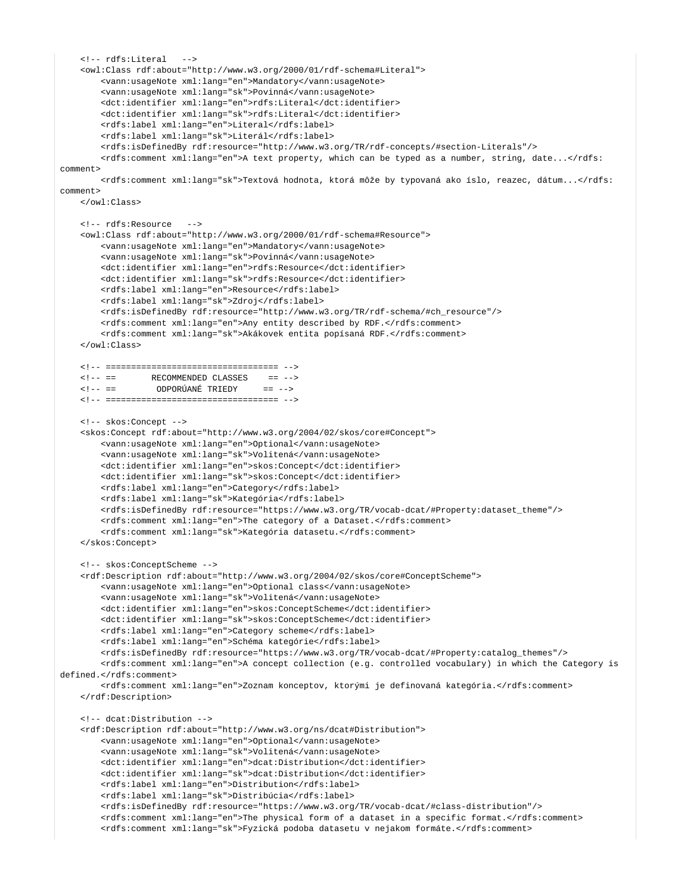```
    <!-- rdfs:Literal   -->
    <owl:Class rdf:about="http://www.w3.org/2000/01/rdf-schema#Literal">
        <vann:usageNote xml:lang="en">Mandatory</vann:usageNote>
        <vann:usageNote xml:lang="sk">Povinná</vann:usageNote>
        <dct:identifier xml:lang="en">rdfs:Literal</dct:identifier>
        <dct:identifier xml:lang="sk">rdfs:Literal</dct:identifier>
        <rdfs:label xml:lang="en">Literal</rdfs:label>
        <rdfs:label xml:lang="sk">Literál</rdfs:label>
        <rdfs:isDefinedBy rdf:resource="http://www.w3.org/TR/rdf-concepts/#section-Literals"/>
        <rdfs:comment xml:lang="en">A text property, which can be typed as a number, string, date...</rdfs:
comment>
        <rdfs:comment xml:lang="sk">Textová hodnota, ktorá môže by typovaná ako íslo, reazec, dátum...</rdfs:
comment>
    </owl:Class>

    <!-- rdfs:Resource   -->
    <owl:Class rdf:about="http://www.w3.org/2000/01/rdf-schema#Resource">
        <vann:usageNote xml:lang="en">Mandatory</vann:usageNote>
        <vann:usageNote xml:lang="sk">Povinná</vann:usageNote>
        <dct:identifier xml:lang="en">rdfs:Resource</dct:identifier>
        <dct:identifier xml:lang="sk">rdfs:Resource</dct:identifier>
        <rdfs:label xml:lang="en">Resource</rdfs:label>
        <rdfs:label xml:lang="sk">Zdroj</rdfs:label>
        <rdfs:isDefinedBy rdf:resource="http://www.w3.org/TR/rdf-schema/#ch_resource"/>
        <rdfs:comment xml:lang="en">Any entity described by RDF.</rdfs:comment>
        <rdfs:comment xml:lang="sk">Akákovek entita popísaná RDF.</rdfs:comment>
    </owl:Class>

    <!-- ================================== -->
    <!-- ==       RECOMMENDED CLASSES    == -->
    <!-- ==        ODPORÚANÉ TRIEDY      == -->
    <!-- ================================== -->

    <!-- skos:Concept -->
    <skos:Concept rdf:about="http://www.w3.org/2004/02/skos/core#Concept">
        <vann:usageNote xml:lang="en">Optional</vann:usageNote>
        <vann:usageNote xml:lang="sk">Volitená</vann:usageNote>
        <dct:identifier xml:lang="en">skos:Concept</dct:identifier>
        <dct:identifier xml:lang="sk">skos:Concept</dct:identifier>
        <rdfs:label xml:lang="en">Category</rdfs:label>
        <rdfs:label xml:lang="sk">Kategória</rdfs:label>
        <rdfs:isDefinedBy rdf:resource="https://www.w3.org/TR/vocab-dcat/#Property:dataset_theme"/>
        <rdfs:comment xml:lang="en">The category of a Dataset.</rdfs:comment>
        <rdfs:comment xml:lang="sk">Kategória datasetu.</rdfs:comment>
    </skos:Concept>

    <!-- skos:ConceptScheme -->
    <rdf:Description rdf:about="http://www.w3.org/2004/02/skos/core#ConceptScheme">
        <vann:usageNote xml:lang="en">Optional class</vann:usageNote>
        <vann:usageNote xml:lang="sk">Volitená</vann:usageNote>
        <dct:identifier xml:lang="en">skos:ConceptScheme</dct:identifier>
        <dct:identifier xml:lang="sk">skos:ConceptScheme</dct:identifier>
        <rdfs:label xml:lang="en">Category scheme</rdfs:label>
        <rdfs:label xml:lang="en">Schéma kategórie</rdfs:label>
        <rdfs:isDefinedBy rdf:resource="https://www.w3.org/TR/vocab-dcat/#Property:catalog_themes"/>
        <rdfs:comment xml:lang="en">A concept collection (e.g. controlled vocabulary) in which the Category is
defined.</rdfs:comment>
        <rdfs:comment xml:lang="en">Zoznam konceptov, ktorými je definovaná kategória.</rdfs:comment>
    </rdf:Description>

    <!-- dcat:Distribution -->
    <rdf:Description rdf:about="http://www.w3.org/ns/dcat#Distribution">
        <vann:usageNote xml:lang="en">Optional</vann:usageNote>
        <vann:usageNote xml:lang="sk">Volitená</vann:usageNote>
        <dct:identifier xml:lang="en">dcat:Distribution</dct:identifier>
        <dct:identifier xml:lang="sk">dcat:Distribution</dct:identifier>
        <rdfs:label xml:lang="en">Distribution</rdfs:label>
        <rdfs:label xml:lang="sk">Distribúcia</rdfs:label>
        <rdfs:isDefinedBy rdf:resource="https://www.w3.org/TR/vocab-dcat/#class-distribution"/>
        <rdfs:comment xml:lang="en">The physical form of a dataset in a specific format.</rdfs:comment>
        <rdfs:comment xml:lang="sk">Fyzická podoba datasetu v nejakom formáte.</rdfs:comment>
```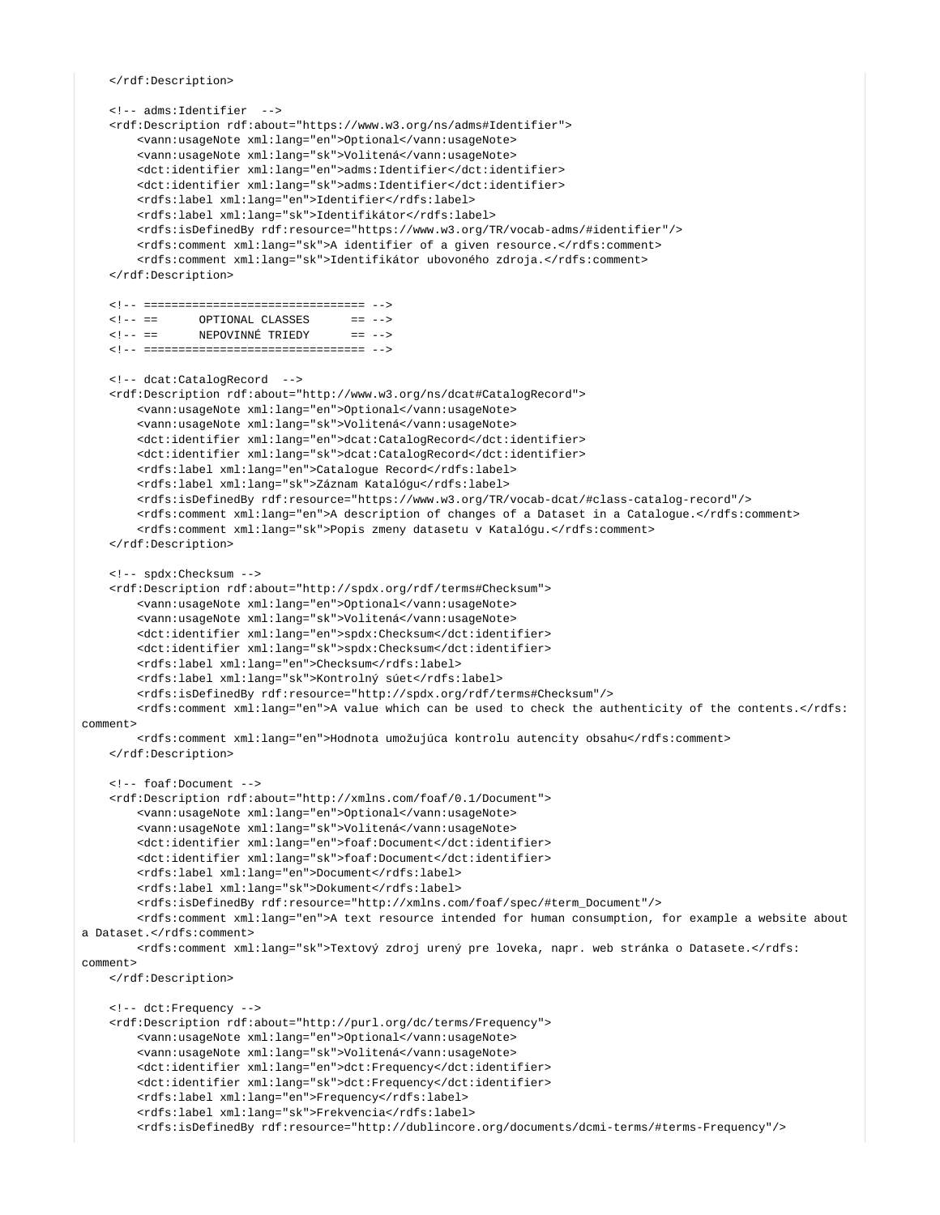```
    </rdf:Description>

    <!-- adms:Identifier  -->
    <rdf:Description rdf:about="https://www.w3.org/ns/adms#Identifier">
        <vann:usageNote xml:lang="en">Optional</vann:usageNote>
        <vann:usageNote xml:lang="sk">Volitená</vann:usageNote>
        <dct:identifier xml:lang="en">adms:Identifier</dct:identifier>
        <dct:identifier xml:lang="sk">adms:Identifier</dct:identifier>
        <rdfs:label xml:lang="en">Identifier</rdfs:label>
        <rdfs:label xml:lang="sk">Identifikátor</rdfs:label>
        <rdfs:isDefinedBy rdf:resource="https://www.w3.org/TR/vocab-adms/#identifier"/>
        <rdfs:comment xml:lang="sk">A identifier of a given resource.</rdfs:comment>
        <rdfs:comment xml:lang="sk">Identifikátor ubovoného zdroja.</rdfs:comment>
    </rdf:Description>

    <!-- ================================ -->
    <!-- ==      OPTIONAL CLASSES      == -->
    <!-- ==      NEPOVINNÉ TRIEDY      == -->
    <!-- ================================ -->

    <!-- dcat:CatalogRecord  -->
    <rdf:Description rdf:about="http://www.w3.org/ns/dcat#CatalogRecord">
        <vann:usageNote xml:lang="en">Optional</vann:usageNote>
        <vann:usageNote xml:lang="sk">Volitená</vann:usageNote>
        <dct:identifier xml:lang="en">dcat:CatalogRecord</dct:identifier>
        <dct:identifier xml:lang="sk">dcat:CatalogRecord</dct:identifier>
        <rdfs:label xml:lang="en">Catalogue Record</rdfs:label>
        <rdfs:label xml:lang="sk">Záznam Katalógu</rdfs:label>
        <rdfs:isDefinedBy rdf:resource="https://www.w3.org/TR/vocab-dcat/#class-catalog-record"/>
        <rdfs:comment xml:lang="en">A description of changes of a Dataset in a Catalogue.</rdfs:comment>
        <rdfs:comment xml:lang="sk">Popis zmeny datasetu v Katalógu.</rdfs:comment>
    </rdf:Description>

    <!-- spdx:Checksum -->
    <rdf:Description rdf:about="http://spdx.org/rdf/terms#Checksum">
        <vann:usageNote xml:lang="en">Optional</vann:usageNote>
        <vann:usageNote xml:lang="sk">Volitená</vann:usageNote>
        <dct:identifier xml:lang="en">spdx:Checksum</dct:identifier>
        <dct:identifier xml:lang="sk">spdx:Checksum</dct:identifier>
        <rdfs:label xml:lang="en">Checksum</rdfs:label>
        <rdfs:label xml:lang="sk">Kontrolný súet</rdfs:label>
        <rdfs:isDefinedBy rdf:resource="http://spdx.org/rdf/terms#Checksum"/>
        <rdfs:comment xml:lang="en">A value which can be used to check the authenticity of the contents.</rdfs:
comment>
        <rdfs:comment xml:lang="en">Hodnota umožujúca kontrolu autencity obsahu</rdfs:comment>
    </rdf:Description>

    <!-- foaf:Document -->
    <rdf:Description rdf:about="http://xmlns.com/foaf/0.1/Document">
        <vann:usageNote xml:lang="en">Optional</vann:usageNote>
        <vann:usageNote xml:lang="sk">Volitená</vann:usageNote>
        <dct:identifier xml:lang="en">foaf:Document</dct:identifier>
        <dct:identifier xml:lang="sk">foaf:Document</dct:identifier>
        <rdfs:label xml:lang="en">Document</rdfs:label>
        <rdfs:label xml:lang="sk">Dokument</rdfs:label>
        <rdfs:isDefinedBy rdf:resource="http://xmlns.com/foaf/spec/#term_Document"/>
        <rdfs:comment xml:lang="en">A text resource intended for human consumption, for example a website about
a Dataset.</rdfs:comment>
        <rdfs:comment xml:lang="sk">Textový zdroj urený pre loveka, napr. web stránka o Datasete.</rdfs:
comment>
    </rdf:Description>

    <!-- dct:Frequency -->
    <rdf:Description rdf:about="http://purl.org/dc/terms/Frequency">
        <vann:usageNote xml:lang="en">Optional</vann:usageNote>
        <vann:usageNote xml:lang="sk">Volitená</vann:usageNote>
        <dct:identifier xml:lang="en">dct:Frequency</dct:identifier>
        <dct:identifier xml:lang="sk">dct:Frequency</dct:identifier>
        <rdfs:label xml:lang="en">Frequency</rdfs:label>
        <rdfs:label xml:lang="sk">Frekvencia</rdfs:label>
        <rdfs:isDefinedBy rdf:resource="http://dublincore.org/documents/dcmi-terms/#terms-Frequency"/>
```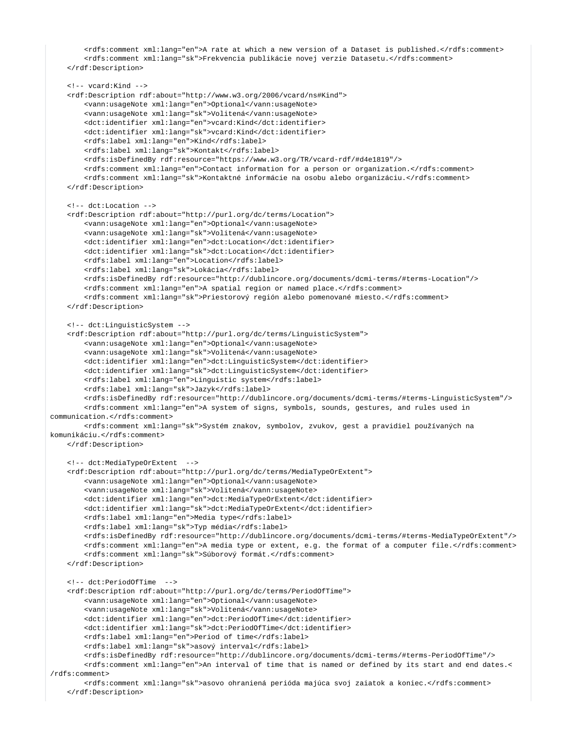```
        <rdfs:comment xml:lang="en">A rate at which a new version of a Dataset is published.</rdfs:comment>
        <rdfs:comment xml:lang="sk">Frekvencia publikácie novej verzie Datasetu.</rdfs:comment>
    </rdf:Description>

    <!-- vcard:Kind -->
    <rdf:Description rdf:about="http://www.w3.org/2006/vcard/ns#Kind">
        <vann:usageNote xml:lang="en">Optional</vann:usageNote>
        <vann:usageNote xml:lang="sk">Volitená</vann:usageNote>
        <dct:identifier xml:lang="en">vcard:Kind</dct:identifier>
        <dct:identifier xml:lang="sk">vcard:Kind</dct:identifier>
        <rdfs:label xml:lang="en">Kind</rdfs:label>
        <rdfs:label xml:lang="sk">Kontakt</rdfs:label>
        <rdfs:isDefinedBy rdf:resource="https://www.w3.org/TR/vcard-rdf/#d4e1819"/>
        <rdfs:comment xml:lang="en">Contact information for a person or organization.</rdfs:comment>
        <rdfs:comment xml:lang="sk">Kontaktné informácie na osobu alebo organizáciu.</rdfs:comment>
    </rdf:Description>

    <!-- dct:Location -->
    <rdf:Description rdf:about="http://purl.org/dc/terms/Location">
        <vann:usageNote xml:lang="en">Optional</vann:usageNote>
        <vann:usageNote xml:lang="sk">Volitená</vann:usageNote>
        <dct:identifier xml:lang="en">dct:Location</dct:identifier>
        <dct:identifier xml:lang="sk">dct:Location</dct:identifier>
        <rdfs:label xml:lang="en">Location</rdfs:label>
        <rdfs:label xml:lang="sk">Lokácia</rdfs:label>
        <rdfs:isDefinedBy rdf:resource="http://dublincore.org/documents/dcmi-terms/#terms-Location"/>
        <rdfs:comment xml:lang="en">A spatial region or named place.</rdfs:comment>
        <rdfs:comment xml:lang="sk">Priestorový región alebo pomenované miesto.</rdfs:comment>
    </rdf:Description>

    <!-- dct:LinguisticSystem -->
    <rdf:Description rdf:about="http://purl.org/dc/terms/LinguisticSystem">
        <vann:usageNote xml:lang="en">Optional</vann:usageNote>
        <vann:usageNote xml:lang="sk">Volitená</vann:usageNote>
        <dct:identifier xml:lang="en">dct:LinguisticSystem</dct:identifier>
        <dct:identifier xml:lang="sk">dct:LinguisticSystem</dct:identifier>
        <rdfs:label xml:lang="en">Linguistic system</rdfs:label>
        <rdfs:label xml:lang="sk">Jazyk</rdfs:label>
        <rdfs:isDefinedBy rdf:resource="http://dublincore.org/documents/dcmi-terms/#terms-LinguisticSystem"/>
        <rdfs:comment xml:lang="en">A system of signs, symbols, sounds, gestures, and rules used in 
communication.</rdfs:comment>
        <rdfs:comment xml:lang="sk">Systém znakov, symbolov, zvukov, gest a pravidiel používaných na 
komunikáciu.</rdfs:comment>
    </rdf:Description>

    <!-- dct:MediaTypeOrExtent  -->
    <rdf:Description rdf:about="http://purl.org/dc/terms/MediaTypeOrExtent">
        <vann:usageNote xml:lang="en">Optional</vann:usageNote>
        <vann:usageNote xml:lang="sk">Volitená</vann:usageNote>
        <dct:identifier xml:lang="en">dct:MediaTypeOrExtent</dct:identifier>
        <dct:identifier xml:lang="sk">dct:MediaTypeOrExtent</dct:identifier>
        <rdfs:label xml:lang="en">Media type</rdfs:label>
        <rdfs:label xml:lang="sk">Typ média</rdfs:label>
        <rdfs:isDefinedBy rdf:resource="http://dublincore.org/documents/dcmi-terms/#terms-MediaTypeOrExtent"/>
        <rdfs:comment xml:lang="en">A media type or extent, e.g. the format of a computer file.</rdfs:comment>
        <rdfs:comment xml:lang="sk">Súborový formát.</rdfs:comment>
    </rdf:Description>

    <!-- dct:PeriodOfTime  -->
    <rdf:Description rdf:about="http://purl.org/dc/terms/PeriodOfTime">
        <vann:usageNote xml:lang="en">Optional</vann:usageNote>
        <vann:usageNote xml:lang="sk">Volitená</vann:usageNote>
        <dct:identifier xml:lang="en">dct:PeriodOfTime</dct:identifier>
        <dct:identifier xml:lang="sk">dct:PeriodOfTime</dct:identifier>
        <rdfs:label xml:lang="en">Period of time</rdfs:label>
        <rdfs:label xml:lang="sk">asový interval</rdfs:label>
        <rdfs:isDefinedBy rdf:resource="http://dublincore.org/documents/dcmi-terms/#terms-PeriodOfTime"/>
        <rdfs:comment xml:lang="en">An interval of time that is named or defined by its start and end dates.<
/rdfs:comment>
        <rdfs:comment xml:lang="sk">asovo ohraniená perióda majúca svoj zaiatok a koniec.</rdfs:comment>
    </rdf:Description>
```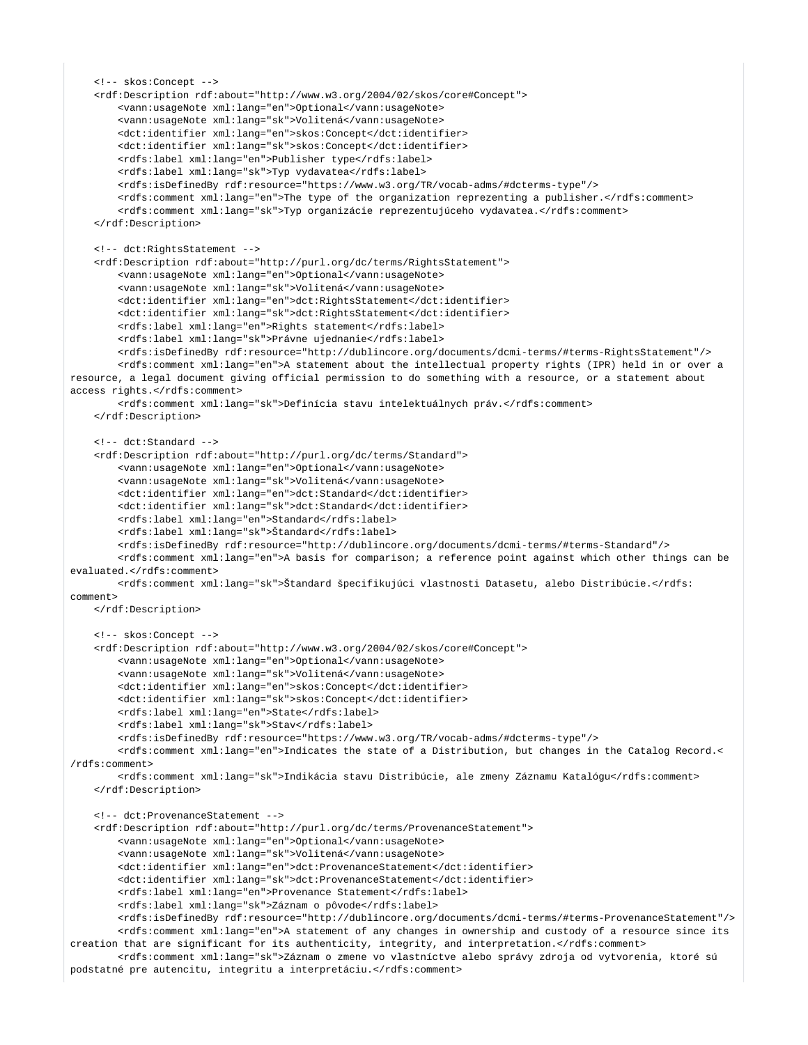```
    <!-- skos:Concept -->
    <rdf:Description rdf:about="http://www.w3.org/2004/02/skos/core#Concept">
        <vann:usageNote xml:lang="en">Optional</vann:usageNote>
        <vann:usageNote xml:lang="sk">Volitená</vann:usageNote>
        <dct:identifier xml:lang="en">skos:Concept</dct:identifier>
        <dct:identifier xml:lang="sk">skos:Concept</dct:identifier>
        <rdfs:label xml:lang="en">Publisher type</rdfs:label>
        <rdfs:label xml:lang="sk">Typ vydavatea</rdfs:label>
        <rdfs:isDefinedBy rdf:resource="https://www.w3.org/TR/vocab-adms/#dcterms-type"/>
        <rdfs:comment xml:lang="en">The type of the organization reprezenting a publisher.</rdfs:comment>
        <rdfs:comment xml:lang="sk">Typ organizácie reprezentujúceho vydavatea.</rdfs:comment>
    </rdf:Description>

    <!-- dct:RightsStatement -->
    <rdf:Description rdf:about="http://purl.org/dc/terms/RightsStatement">
        <vann:usageNote xml:lang="en">Optional</vann:usageNote>
        <vann:usageNote xml:lang="sk">Volitená</vann:usageNote>
        <dct:identifier xml:lang="en">dct:RightsStatement</dct:identifier>
        <dct:identifier xml:lang="sk">dct:RightsStatement</dct:identifier>
        <rdfs:label xml:lang="en">Rights statement</rdfs:label>
        <rdfs:label xml:lang="sk">Právne ujednanie</rdfs:label>
        <rdfs:isDefinedBy rdf:resource="http://dublincore.org/documents/dcmi-terms/#terms-RightsStatement"/>
        <rdfs:comment xml:lang="en">A statement about the intellectual property rights (IPR) held in or over a
resource, a legal document giving official permission to do something with a resource, or a statement about
access rights.</rdfs:comment>
        <rdfs:comment xml:lang="sk">Definícia stavu intelektuálnych práv.</rdfs:comment>
    </rdf:Description>

    <!-- dct:Standard -->
    <rdf:Description rdf:about="http://purl.org/dc/terms/Standard">
        <vann:usageNote xml:lang="en">Optional</vann:usageNote>
        <vann:usageNote xml:lang="sk">Volitená</vann:usageNote>
        <dct:identifier xml:lang="en">dct:Standard</dct:identifier>
        <dct:identifier xml:lang="sk">dct:Standard</dct:identifier>
        <rdfs:label xml:lang="en">Standard</rdfs:label>
        <rdfs:label xml:lang="sk">Štandard</rdfs:label>
        <rdfs:isDefinedBy rdf:resource="http://dublincore.org/documents/dcmi-terms/#terms-Standard"/>
        <rdfs:comment xml:lang="en">A basis for comparison; a reference point against which other things can be
evaluated.</rdfs:comment>
        <rdfs:comment xml:lang="sk">Štandard špecifikujúci vlastnosti Datasetu, alebo Distribúcie.</rdfs:
comment>
    </rdf:Description>

    <!-- skos:Concept -->
    <rdf:Description rdf:about="http://www.w3.org/2004/02/skos/core#Concept">
        <vann:usageNote xml:lang="en">Optional</vann:usageNote>
        <vann:usageNote xml:lang="sk">Volitená</vann:usageNote>
        <dct:identifier xml:lang="en">skos:Concept</dct:identifier>
        <dct:identifier xml:lang="sk">skos:Concept</dct:identifier>
        <rdfs:label xml:lang="en">State</rdfs:label>
        <rdfs:label xml:lang="sk">Stav</rdfs:label>
        <rdfs:isDefinedBy rdf:resource="https://www.w3.org/TR/vocab-adms/#dcterms-type"/>
        <rdfs:comment xml:lang="en">Indicates the state of a Distribution, but changes in the Catalog Record.<
/rdfs:comment>
        <rdfs:comment xml:lang="sk">Indikácia stavu Distribúcie, ale zmeny Záznamu Katalógu</rdfs:comment>
    </rdf:Description>

    <!-- dct:ProvenanceStatement -->
    <rdf:Description rdf:about="http://purl.org/dc/terms/ProvenanceStatement">
        <vann:usageNote xml:lang="en">Optional</vann:usageNote>
        <vann:usageNote xml:lang="sk">Volitená</vann:usageNote>
        <dct:identifier xml:lang="en">dct:ProvenanceStatement</dct:identifier>
        <dct:identifier xml:lang="sk">dct:ProvenanceStatement</dct:identifier>
        <rdfs:label xml:lang="en">Provenance Statement</rdfs:label>
        <rdfs:label xml:lang="sk">Záznam o pôvode</rdfs:label>
        <rdfs:isDefinedBy rdf:resource="http://dublincore.org/documents/dcmi-terms/#terms-ProvenanceStatement"/>
        <rdfs:comment xml:lang="en">A statement of any changes in ownership and custody of a resource since its
creation that are significant for its authenticity, integrity, and interpretation.</rdfs:comment>
        <rdfs:comment xml:lang="sk">Záznam o zmene vo vlastníctve alebo správy zdroja od vytvorenia, ktoré sú
podstatné pre autencitu, integritu a interpretáciu.</rdfs:comment>
```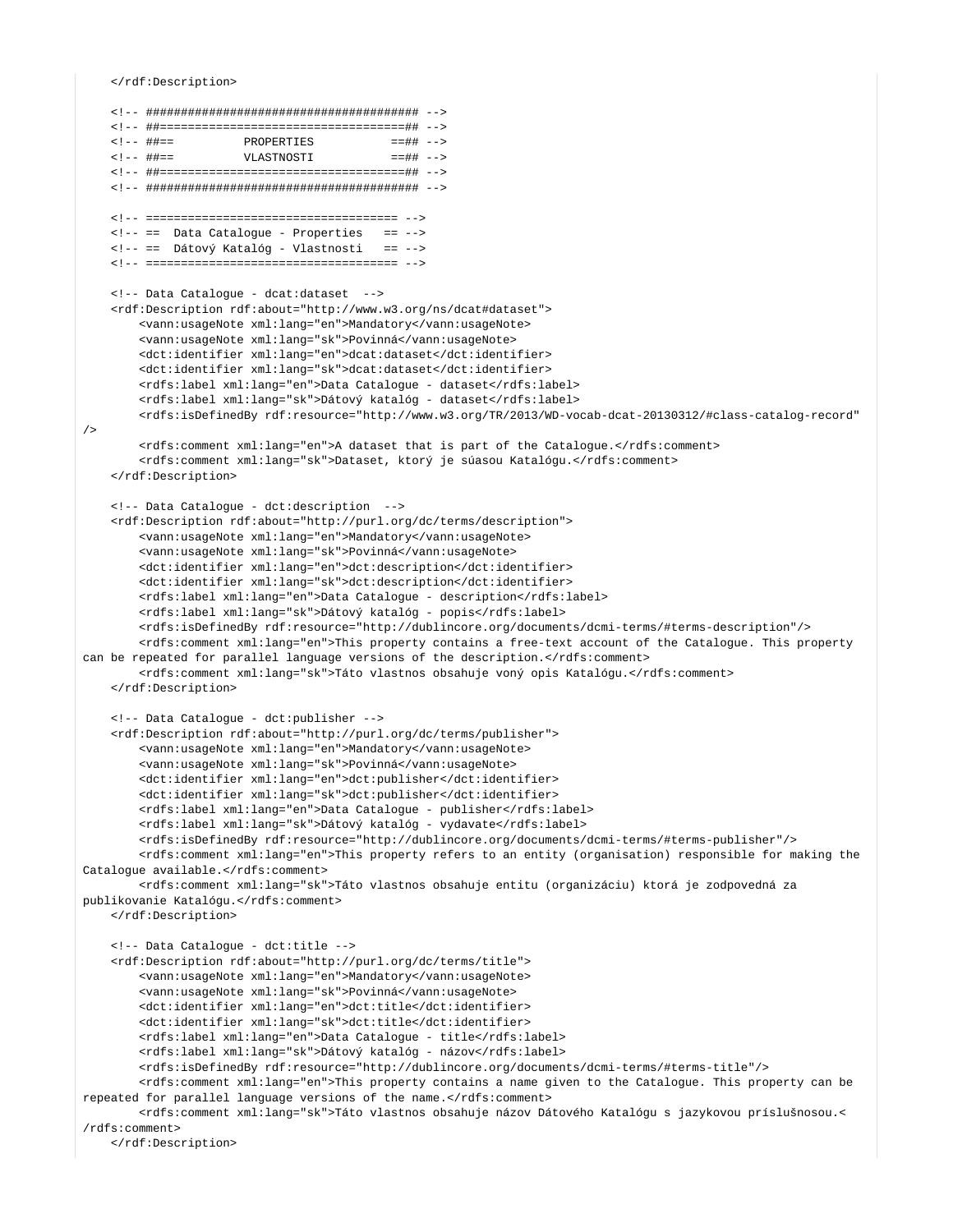```xml
    </rdf:Description>

    <!-- ######################################## -->
    <!-- ##====================================## -->
    <!-- ##==          PROPERTIES            ==## -->
    <!-- ##==          VLASTNOSTI            ==## -->
    <!-- ##====================================## -->
    <!-- ######################################## -->

    <!-- ==================================== -->
    <!-- ==  Data Catalogue - Properties   == -->
    <!-- ==  Dátový Katalóg - Vlastnosti   == -->
    <!-- ==================================== -->

    <!-- Data Catalogue - dcat:dataset  -->
    <rdf:Description rdf:about="http://www.w3.org/ns/dcat#dataset">
        <vann:usageNote xml:lang="en">Mandatory</vann:usageNote>
        <vann:usageNote xml:lang="sk">Povinná</vann:usageNote>
        <dct:identifier xml:lang="en">dcat:dataset</dct:identifier>
        <dct:identifier xml:lang="sk">dcat:dataset</dct:identifier>
        <rdfs:label xml:lang="en">Data Catalogue - dataset</rdfs:label>
        <rdfs:label xml:lang="sk">Dátový katalóg - dataset</rdfs:label>
        <rdfs:isDefinedBy rdf:resource="http://www.w3.org/TR/2013/WD-vocab-dcat-20130312/#class-catalog-record"
/>
        <rdfs:comment xml:lang="en">A dataset that is part of the Catalogue.</rdfs:comment>
        <rdfs:comment xml:lang="sk">Dataset, ktorý je súasou Katalógu.</rdfs:comment>
    </rdf:Description>

    <!-- Data Catalogue - dct:description  -->
    <rdf:Description rdf:about="http://purl.org/dc/terms/description">
        <vann:usageNote xml:lang="en">Mandatory</vann:usageNote>
        <vann:usageNote xml:lang="sk">Povinná</vann:usageNote>
        <dct:identifier xml:lang="en">dct:description</dct:identifier>
        <dct:identifier xml:lang="sk">dct:description</dct:identifier>
        <rdfs:label xml:lang="en">Data Catalogue - description</rdfs:label>
        <rdfs:label xml:lang="sk">Dátový katalóg - popis</rdfs:label>
        <rdfs:isDefinedBy rdf:resource="http://dublincore.org/documents/dcmi-terms/#terms-description"/>
        <rdfs:comment xml:lang="en">This property contains a free-text account of the Catalogue. This property
can be repeated for parallel language versions of the description.</rdfs:comment>
        <rdfs:comment xml:lang="sk">Táto vlastnos obsahuje voný opis Katalógu.</rdfs:comment>
    </rdf:Description>

    <!-- Data Catalogue - dct:publisher -->
    <rdf:Description rdf:about="http://purl.org/dc/terms/publisher">
        <vann:usageNote xml:lang="en">Mandatory</vann:usageNote>
        <vann:usageNote xml:lang="sk">Povinná</vann:usageNote>
        <dct:identifier xml:lang="en">dct:publisher</dct:identifier>
        <dct:identifier xml:lang="sk">dct:publisher</dct:identifier>
        <rdfs:label xml:lang="en">Data Catalogue - publisher</rdfs:label>
        <rdfs:label xml:lang="sk">Dátový katalóg - vydavate</rdfs:label>
        <rdfs:isDefinedBy rdf:resource="http://dublincore.org/documents/dcmi-terms/#terms-publisher"/>
        <rdfs:comment xml:lang="en">This property refers to an entity (organisation) responsible for making the
Catalogue available.</rdfs:comment>
        <rdfs:comment xml:lang="sk">Táto vlastnos obsahuje entitu (organizáciu) ktorá je zodpovedná za
publikovanie Katalógu.</rdfs:comment>
    </rdf:Description>

    <!-- Data Catalogue - dct:title -->
    <rdf:Description rdf:about="http://purl.org/dc/terms/title">
        <vann:usageNote xml:lang="en">Mandatory</vann:usageNote>
        <vann:usageNote xml:lang="sk">Povinná</vann:usageNote>
        <dct:identifier xml:lang="en">dct:title</dct:identifier>
        <dct:identifier xml:lang="sk">dct:title</dct:identifier>
        <rdfs:label xml:lang="en">Data Catalogue - title</rdfs:label>
        <rdfs:label xml:lang="sk">Dátový katalóg - názov</rdfs:label>
        <rdfs:isDefinedBy rdf:resource="http://dublincore.org/documents/dcmi-terms/#terms-title"/>
        <rdfs:comment xml:lang="en">This property contains a name given to the Catalogue. This property can be
repeated for parallel language versions of the name.</rdfs:comment>
        <rdfs:comment xml:lang="sk">Táto vlastnos obsahuje názov Dátového Katalógu s jazykovou príslušnosou.<
/rdfs:comment>
    </rdf:Description>
```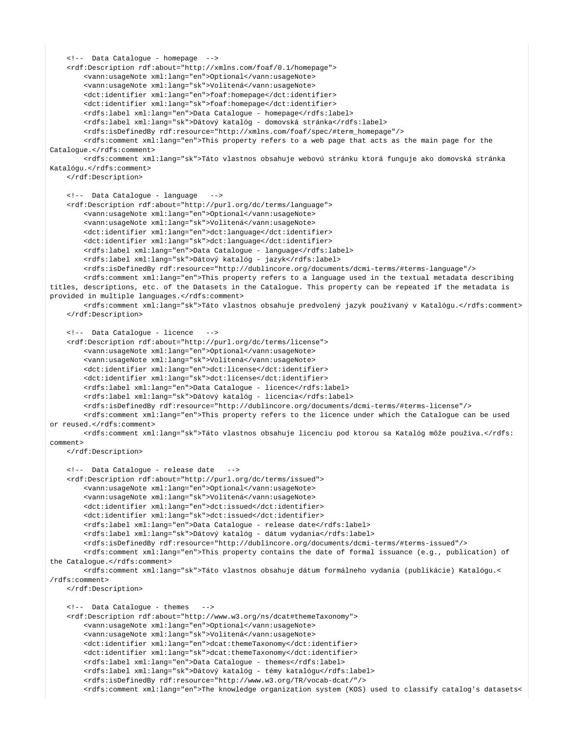```
    <!--  Data Catalogue - homepage  -->
    <rdf:Description rdf:about="http://xmlns.com/foaf/0.1/homepage">
        <vann:usageNote xml:lang="en">Optional</vann:usageNote>
        <vann:usageNote xml:lang="sk">Volitená</vann:usageNote>
        <dct:identifier xml:lang="en">foaf:homepage</dct:identifier>
        <dct:identifier xml:lang="sk">foaf:homepage</dct:identifier>
        <rdfs:label xml:lang="en">Data Catalogue - homepage</rdfs:label>
        <rdfs:label xml:lang="sk">Dátový katalóg - domovská stránka</rdfs:label>
        <rdfs:isDefinedBy rdf:resource="http://xmlns.com/foaf/spec/#term_homepage"/>
        <rdfs:comment xml:lang="en">This property refers to a web page that acts as the main page for the
Catalogue.</rdfs:comment>
        <rdfs:comment xml:lang="sk">Táto vlastnos obsahuje webovú stránku ktorá funguje ako domovská stránka
Katalógu.</rdfs:comment>
    </rdf:Description>

    <!--  Data Catalogue - language   -->
    <rdf:Description rdf:about="http://purl.org/dc/terms/language">
        <vann:usageNote xml:lang="en">Optional</vann:usageNote>
        <vann:usageNote xml:lang="sk">Volitená</vann:usageNote>
        <dct:identifier xml:lang="en">dct:language</dct:identifier>
        <dct:identifier xml:lang="sk">dct:language</dct:identifier>
        <rdfs:label xml:lang="en">Data Catalogue - language</rdfs:label>
        <rdfs:label xml:lang="sk">Dátový katalóg - jazyk</rdfs:label>
        <rdfs:isDefinedBy rdf:resource="http://dublincore.org/documents/dcmi-terms/#terms-language"/>
        <rdfs:comment xml:lang="en">This property refers to a language used in the textual metadata describing
titles, descriptions, etc. of the Datasets in the Catalogue. This property can be repeated if the metadata is
provided in multiple languages.</rdfs:comment>
        <rdfs:comment xml:lang="sk">Táto vlastnos obsahuje predvolený jazyk používaný v Katalógu.</rdfs:comment>
    </rdf:Description>

    <!--  Data Catalogue - licence   -->
    <rdf:Description rdf:about="http://purl.org/dc/terms/license">
        <vann:usageNote xml:lang="en">Optional</vann:usageNote>
        <vann:usageNote xml:lang="sk">Volitená</vann:usageNote>
        <dct:identifier xml:lang="en">dct:license</dct:identifier>
        <dct:identifier xml:lang="sk">dct:license</dct:identifier>
        <rdfs:label xml:lang="en">Data Catalogue - licence</rdfs:label>
        <rdfs:label xml:lang="sk">Dátový katalóg - licencia</rdfs:label>
        <rdfs:isDefinedBy rdf:resource="http://dublincore.org/documents/dcmi-terms/#terms-license"/>
        <rdfs:comment xml:lang="en">This property refers to the licence under which the Catalogue can be used
or reused.</rdfs:comment>
        <rdfs:comment xml:lang="sk">Táto vlastnos obsahuje licenciu pod ktorou sa Katalóg môže používa.</rdfs:
comment>
    </rdf:Description>

    <!--  Data Catalogue - release date   -->
    <rdf:Description rdf:about="http://purl.org/dc/terms/issued">
        <vann:usageNote xml:lang="en">Optional</vann:usageNote>
        <vann:usageNote xml:lang="sk">Volitená</vann:usageNote>
        <dct:identifier xml:lang="en">dct:issued</dct:identifier>
        <dct:identifier xml:lang="sk">dct:issued</dct:identifier>
        <rdfs:label xml:lang="en">Data Catalogue - release date</rdfs:label>
        <rdfs:label xml:lang="sk">Dátový katalóg - dátum vydania</rdfs:label>
        <rdfs:isDefinedBy rdf:resource="http://dublincore.org/documents/dcmi-terms/#terms-issued"/>
        <rdfs:comment xml:lang="en">This property contains the date of formal issuance (e.g., publication) of
the Catalogue.</rdfs:comment>
        <rdfs:comment xml:lang="sk">Táto vlastnos obsahuje dátum formálneho vydania (publikácie) Katalógu.<
/rdfs:comment>
    </rdf:Description>

    <!--  Data Catalogue - themes   -->
    <rdf:Description rdf:about="http://www.w3.org/ns/dcat#themeTaxonomy">
        <vann:usageNote xml:lang="en">Optional</vann:usageNote>
        <vann:usageNote xml:lang="sk">Volitená</vann:usageNote>
        <dct:identifier xml:lang="en">dcat:themeTaxonomy</dct:identifier>
        <dct:identifier xml:lang="sk">dcat:themeTaxonomy</dct:identifier>
        <rdfs:label xml:lang="en">Data Catalogue - themes</rdfs:label>
        <rdfs:label xml:lang="sk">Dátový katalóg - témy katalógu</rdfs:label>
        <rdfs:isDefinedBy rdf:resource="http://www.w3.org/TR/vocab-dcat/"/>
        <rdfs:comment xml:lang="en">The knowledge organization system (KOS) used to classify catalog's datasets<
```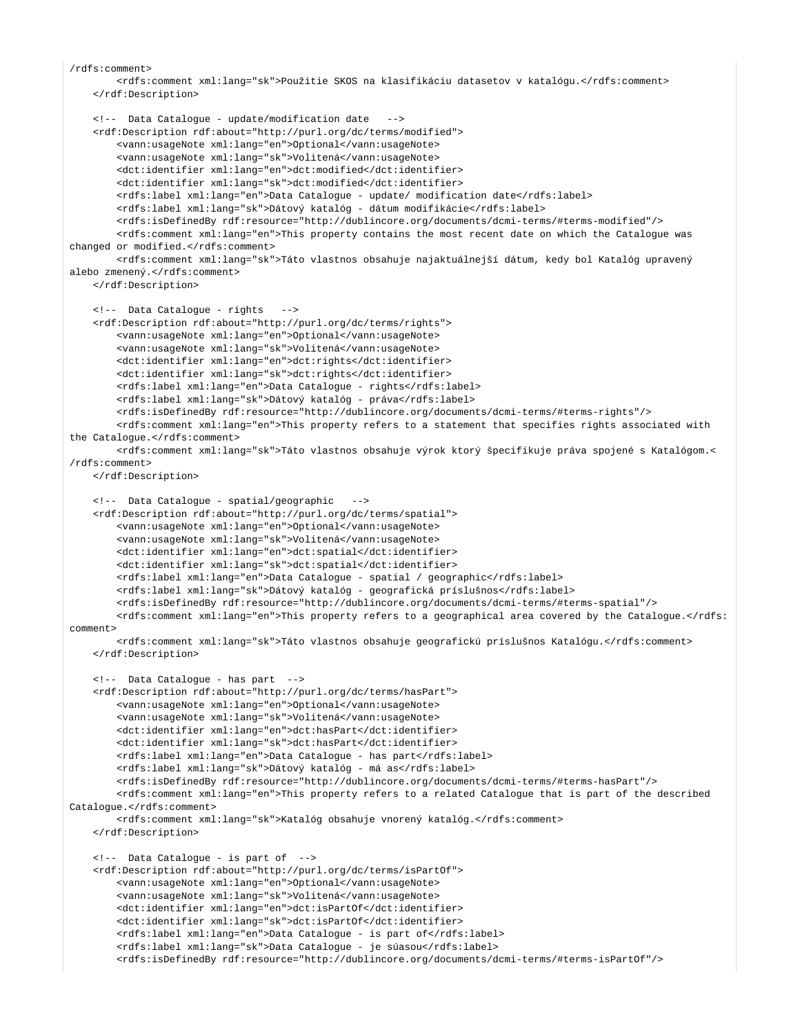```
/rdfs:comment>
        <rdfs:comment xml:lang="sk">Použitie SKOS na klasifikáciu datasetov v katalógu.</rdfs:comment>
    </rdf:Description>

    <!--  Data Catalogue - update/modification date   -->
    <rdf:Description rdf:about="http://purl.org/dc/terms/modified">
        <vann:usageNote xml:lang="en">Optional</vann:usageNote>
        <vann:usageNote xml:lang="sk">Volitená</vann:usageNote>
        <dct:identifier xml:lang="en">dct:modified</dct:identifier>
        <dct:identifier xml:lang="sk">dct:modified</dct:identifier>
        <rdfs:label xml:lang="en">Data Catalogue - update/ modification date</rdfs:label>
        <rdfs:label xml:lang="sk">Dátový katalóg - dátum modifikácie</rdfs:label>
        <rdfs:isDefinedBy rdf:resource="http://dublincore.org/documents/dcmi-terms/#terms-modified"/>
        <rdfs:comment xml:lang="en">This property contains the most recent date on which the Catalogue was 
changed or modified.</rdfs:comment>
        <rdfs:comment xml:lang="sk">Táto vlastnos obsahuje najaktuálnejší dátum, kedy bol Katalóg upravený 
alebo zmenený.</rdfs:comment>
    </rdf:Description>

    <!--  Data Catalogue - rights   -->
    <rdf:Description rdf:about="http://purl.org/dc/terms/rights">
        <vann:usageNote xml:lang="en">Optional</vann:usageNote>
        <vann:usageNote xml:lang="sk">Volitená</vann:usageNote>
        <dct:identifier xml:lang="en">dct:rights</dct:identifier>
        <dct:identifier xml:lang="sk">dct:rights</dct:identifier>
        <rdfs:label xml:lang="en">Data Catalogue - rights</rdfs:label>
        <rdfs:label xml:lang="sk">Dátový katalóg - práva</rdfs:label>
        <rdfs:isDefinedBy rdf:resource="http://dublincore.org/documents/dcmi-terms/#terms-rights"/>
        <rdfs:comment xml:lang="en">This property refers to a statement that specifies rights associated with 
the Catalogue.</rdfs:comment>
        <rdfs:comment xml:lang="sk">Táto vlastnos obsahuje výrok ktorý špecifikuje práva spojené s Katalógom.<
/rdfs:comment>
    </rdf:Description>

    <!--  Data Catalogue - spatial/geographic   -->
    <rdf:Description rdf:about="http://purl.org/dc/terms/spatial">
        <vann:usageNote xml:lang="en">Optional</vann:usageNote>
        <vann:usageNote xml:lang="sk">Volitená</vann:usageNote>
        <dct:identifier xml:lang="en">dct:spatial</dct:identifier>
        <dct:identifier xml:lang="sk">dct:spatial</dct:identifier>
        <rdfs:label xml:lang="en">Data Catalogue - spatial / geographic</rdfs:label>
        <rdfs:label xml:lang="sk">Dátový katalóg - geografická príslušnos</rdfs:label>
        <rdfs:isDefinedBy rdf:resource="http://dublincore.org/documents/dcmi-terms/#terms-spatial"/>
        <rdfs:comment xml:lang="en">This property refers to a geographical area covered by the Catalogue.</rdfs:
comment>
        <rdfs:comment xml:lang="sk">Táto vlastnos obsahuje geografickú príslušnos Katalógu.</rdfs:comment>
    </rdf:Description>

    <!--  Data Catalogue - has part  -->
    <rdf:Description rdf:about="http://purl.org/dc/terms/hasPart">
        <vann:usageNote xml:lang="en">Optional</vann:usageNote>
        <vann:usageNote xml:lang="sk">Volitená</vann:usageNote>
        <dct:identifier xml:lang="en">dct:hasPart</dct:identifier>
        <dct:identifier xml:lang="sk">dct:hasPart</dct:identifier>
        <rdfs:label xml:lang="en">Data Catalogue - has part</rdfs:label>
        <rdfs:label xml:lang="sk">Dátový katalóg - má as</rdfs:label>
        <rdfs:isDefinedBy rdf:resource="http://dublincore.org/documents/dcmi-terms/#terms-hasPart"/>
        <rdfs:comment xml:lang="en">This property refers to a related Catalogue that is part of the described 
Catalogue.</rdfs:comment>
        <rdfs:comment xml:lang="sk">Katalóg obsahuje vnorený katalóg.</rdfs:comment>
    </rdf:Description>

    <!--  Data Catalogue - is part of  -->
    <rdf:Description rdf:about="http://purl.org/dc/terms/isPartOf">
        <vann:usageNote xml:lang="en">Optional</vann:usageNote>
        <vann:usageNote xml:lang="sk">Volitená</vann:usageNote>
        <dct:identifier xml:lang="en">dct:isPartOf</dct:identifier>
        <dct:identifier xml:lang="sk">dct:isPartOf</dct:identifier>
        <rdfs:label xml:lang="en">Data Catalogue - is part of</rdfs:label>
        <rdfs:label xml:lang="sk">Data Catalogue - je súasou</rdfs:label>
        <rdfs:isDefinedBy rdf:resource="http://dublincore.org/documents/dcmi-terms/#terms-isPartOf"/>
```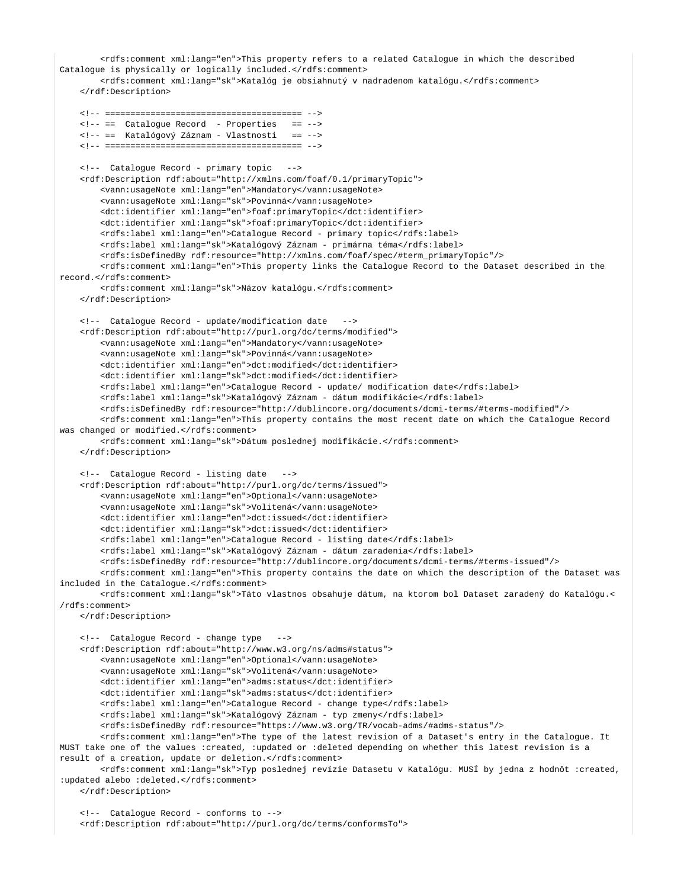```
        <rdfs:comment xml:lang="en">This property refers to a related Catalogue in which the described 
Catalogue is physically or logically included.</rdfs:comment>
        <rdfs:comment xml:lang="sk">Katalóg je obsiahnutý v nadradenom katalógu.</rdfs:comment>
    </rdf:Description>

    <!-- ======================================== -->
    <!-- ==  Catalogue Record  - Properties   == -->
    <!-- ==  Katalógový Záznam - Vlastnosti   == -->
    <!-- ======================================== -->

    <!--  Catalogue Record - primary topic   -->
    <rdf:Description rdf:about="http://xmlns.com/foaf/0.1/primaryTopic">
        <vann:usageNote xml:lang="en">Mandatory</vann:usageNote>
        <vann:usageNote xml:lang="sk">Povinná</vann:usageNote>
        <dct:identifier xml:lang="en">foaf:primaryTopic</dct:identifier>
        <dct:identifier xml:lang="sk">foaf:primaryTopic</dct:identifier>
        <rdfs:label xml:lang="en">Catalogue Record - primary topic</rdfs:label>
        <rdfs:label xml:lang="sk">Katalógový Záznam - primárna téma</rdfs:label>
        <rdfs:isDefinedBy rdf:resource="http://xmlns.com/foaf/spec/#term_primaryTopic"/>
        <rdfs:comment xml:lang="en">This property links the Catalogue Record to the Dataset described in the 
record.</rdfs:comment>
        <rdfs:comment xml:lang="sk">Názov katalógu.</rdfs:comment>
    </rdf:Description>

    <!--  Catalogue Record - update/modification date   -->
    <rdf:Description rdf:about="http://purl.org/dc/terms/modified">
        <vann:usageNote xml:lang="en">Mandatory</vann:usageNote>
        <vann:usageNote xml:lang="sk">Povinná</vann:usageNote>
        <dct:identifier xml:lang="en">dct:modified</dct:identifier>
        <dct:identifier xml:lang="sk">dct:modified</dct:identifier>
        <rdfs:label xml:lang="en">Catalogue Record - update/ modification date</rdfs:label>
        <rdfs:label xml:lang="sk">Katalógový Záznam - dátum modifikácie</rdfs:label>
        <rdfs:isDefinedBy rdf:resource="http://dublincore.org/documents/dcmi-terms/#terms-modified"/>
        <rdfs:comment xml:lang="en">This property contains the most recent date on which the Catalogue Record 
was changed or modified.</rdfs:comment>
        <rdfs:comment xml:lang="sk">Dátum poslednej modifikácie.</rdfs:comment>
    </rdf:Description>

    <!--  Catalogue Record - listing date   -->
    <rdf:Description rdf:about="http://purl.org/dc/terms/issued">
        <vann:usageNote xml:lang="en">Optional</vann:usageNote>
        <vann:usageNote xml:lang="sk">Volitená</vann:usageNote>
        <dct:identifier xml:lang="en">dct:issued</dct:identifier>
        <dct:identifier xml:lang="sk">dct:issued</dct:identifier>
        <rdfs:label xml:lang="en">Catalogue Record - listing date</rdfs:label>
        <rdfs:label xml:lang="sk">Katalógový Záznam - dátum zaradenia</rdfs:label>
        <rdfs:isDefinedBy rdf:resource="http://dublincore.org/documents/dcmi-terms/#terms-issued"/>
        <rdfs:comment xml:lang="en">This property contains the date on which the description of the Dataset was 
included in the Catalogue.</rdfs:comment>
        <rdfs:comment xml:lang="sk">Táto vlastnos obsahuje dátum, na ktorom bol Dataset zaradený do Katalógu.<
/rdfs:comment>
    </rdf:Description>

    <!--  Catalogue Record - change type   -->
    <rdf:Description rdf:about="http://www.w3.org/ns/adms#status">
        <vann:usageNote xml:lang="en">Optional</vann:usageNote>
        <vann:usageNote xml:lang="sk">Volitená</vann:usageNote>
        <dct:identifier xml:lang="en">adms:status</dct:identifier>
        <dct:identifier xml:lang="sk">adms:status</dct:identifier>
        <rdfs:label xml:lang="en">Catalogue Record - change type</rdfs:label>
        <rdfs:label xml:lang="sk">Katalógový Záznam - typ zmeny</rdfs:label>
        <rdfs:isDefinedBy rdf:resource="https://www.w3.org/TR/vocab-adms/#adms-status"/>
        <rdfs:comment xml:lang="en">The type of the latest revision of a Dataset's entry in the Catalogue. It 
MUST take one of the values :created, :updated or :deleted depending on whether this latest revision is a 
result of a creation, update or deletion.</rdfs:comment>
        <rdfs:comment xml:lang="sk">Typ poslednej revízie Datasetu v Katalógu. MUSÍ by jedna z hodnôt :created, 
:updated alebo :deleted.</rdfs:comment>
    </rdf:Description>

    <!--  Catalogue Record - conforms to -->
    <rdf:Description rdf:about="http://purl.org/dc/terms/conformsTo">
```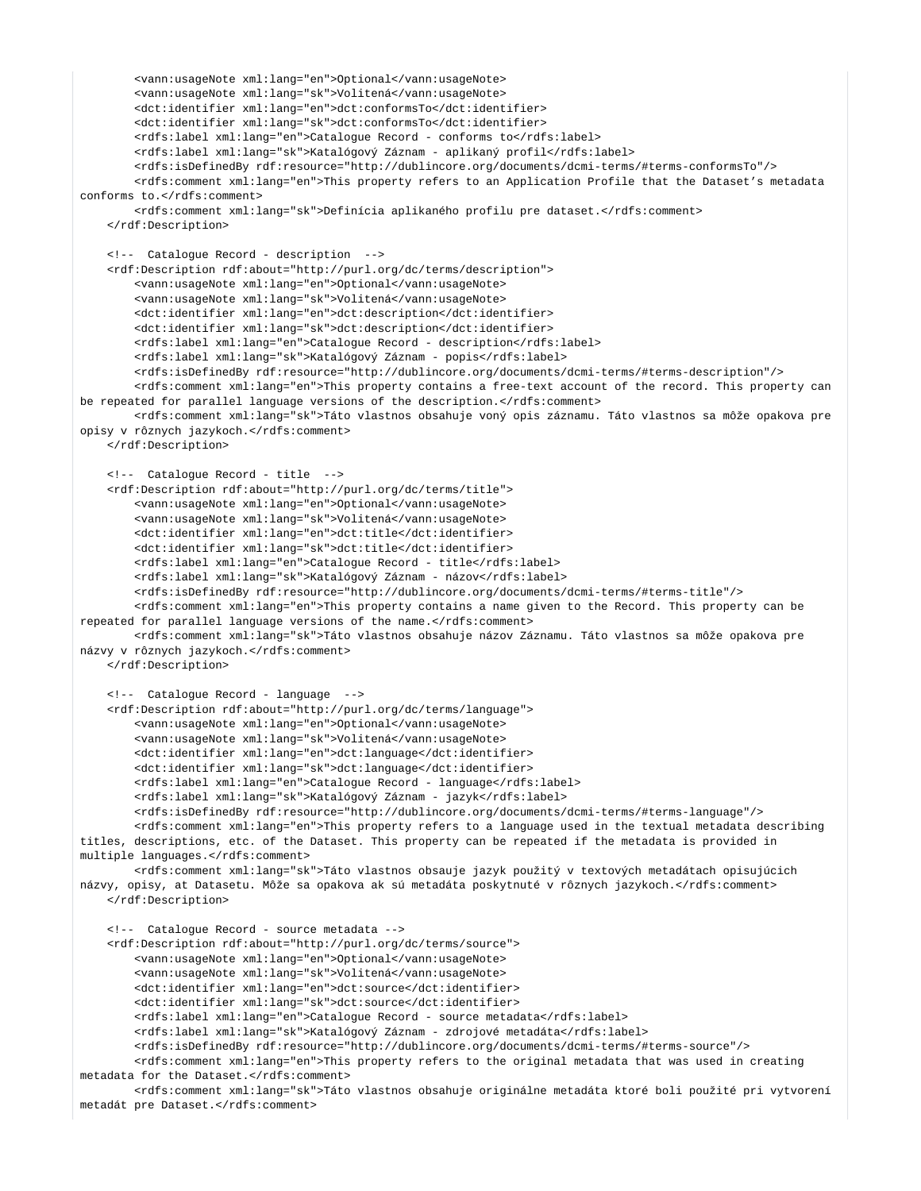```
        <vann:usageNote xml:lang="en">Optional</vann:usageNote>
        <vann:usageNote xml:lang="sk">Volitená</vann:usageNote>
        <dct:identifier xml:lang="en">dct:conformsTo</dct:identifier>
        <dct:identifier xml:lang="sk">dct:conformsTo</dct:identifier>
        <rdfs:label xml:lang="en">Catalogue Record - conforms to</rdfs:label>
        <rdfs:label xml:lang="sk">Katalógový Záznam - aplikaný profil</rdfs:label>
        <rdfs:isDefinedBy rdf:resource="http://dublincore.org/documents/dcmi-terms/#terms-conformsTo"/>
        <rdfs:comment xml:lang="en">This property refers to an Application Profile that the Dataset’s metadata
conforms to.</rdfs:comment>
        <rdfs:comment xml:lang="sk">Definícia aplikaného profilu pre dataset.</rdfs:comment>
    </rdf:Description>

    <!--  Catalogue Record - description  -->
    <rdf:Description rdf:about="http://purl.org/dc/terms/description">
        <vann:usageNote xml:lang="en">Optional</vann:usageNote>
        <vann:usageNote xml:lang="sk">Volitená</vann:usageNote>
        <dct:identifier xml:lang="en">dct:description</dct:identifier>
        <dct:identifier xml:lang="sk">dct:description</dct:identifier>
        <rdfs:label xml:lang="en">Catalogue Record - description</rdfs:label>
        <rdfs:label xml:lang="sk">Katalógový Záznam - popis</rdfs:label>
        <rdfs:isDefinedBy rdf:resource="http://dublincore.org/documents/dcmi-terms/#terms-description"/>
        <rdfs:comment xml:lang="en">This property contains a free-text account of the record. This property can
be repeated for parallel language versions of the description.</rdfs:comment>
        <rdfs:comment xml:lang="sk">Táto vlastnos obsahuje voný opis záznamu. Táto vlastnos sa môže opakova pre
opisy v rôznych jazykoch.</rdfs:comment>
    </rdf:Description>

    <!--  Catalogue Record - title  -->
    <rdf:Description rdf:about="http://purl.org/dc/terms/title">
        <vann:usageNote xml:lang="en">Optional</vann:usageNote>
        <vann:usageNote xml:lang="sk">Volitená</vann:usageNote>
        <dct:identifier xml:lang="en">dct:title</dct:identifier>
        <dct:identifier xml:lang="sk">dct:title</dct:identifier>
        <rdfs:label xml:lang="en">Catalogue Record - title</rdfs:label>
        <rdfs:label xml:lang="sk">Katalógový Záznam - názov</rdfs:label>
        <rdfs:isDefinedBy rdf:resource="http://dublincore.org/documents/dcmi-terms/#terms-title"/>
        <rdfs:comment xml:lang="en">This property contains a name given to the Record. This property can be
repeated for parallel language versions of the name.</rdfs:comment>
        <rdfs:comment xml:lang="sk">Táto vlastnos obsahuje názov Záznamu. Táto vlastnos sa môže opakova pre
názvy v rôznych jazykoch.</rdfs:comment>
    </rdf:Description>

    <!--  Catalogue Record - language  -->
    <rdf:Description rdf:about="http://purl.org/dc/terms/language">
        <vann:usageNote xml:lang="en">Optional</vann:usageNote>
        <vann:usageNote xml:lang="sk">Volitená</vann:usageNote>
        <dct:identifier xml:lang="en">dct:language</dct:identifier>
        <dct:identifier xml:lang="sk">dct:language</dct:identifier>
        <rdfs:label xml:lang="en">Catalogue Record - language</rdfs:label>
        <rdfs:label xml:lang="sk">Katalógový Záznam - jazyk</rdfs:label>
        <rdfs:isDefinedBy rdf:resource="http://dublincore.org/documents/dcmi-terms/#terms-language"/>
        <rdfs:comment xml:lang="en">This property refers to a language used in the textual metadata describing
titles, descriptions, etc. of the Dataset. This property can be repeated if the metadata is provided in
multiple languages.</rdfs:comment>
        <rdfs:comment xml:lang="sk">Táto vlastnos obsauje jazyk použitý v textových metadátach opisujúcich
názvy, opisy, at Datasetu. Môže sa opakova ak sú metadáta poskytnuté v rôznych jazykoch.</rdfs:comment>
    </rdf:Description>

    <!--  Catalogue Record - source metadata -->
    <rdf:Description rdf:about="http://purl.org/dc/terms/source">
        <vann:usageNote xml:lang="en">Optional</vann:usageNote>
        <vann:usageNote xml:lang="sk">Volitená</vann:usageNote>
        <dct:identifier xml:lang="en">dct:source</dct:identifier>
        <dct:identifier xml:lang="sk">dct:source</dct:identifier>
        <rdfs:label xml:lang="en">Catalogue Record - source metadata</rdfs:label>
        <rdfs:label xml:lang="sk">Katalógový Záznam - zdrojové metadáta</rdfs:label>
        <rdfs:isDefinedBy rdf:resource="http://dublincore.org/documents/dcmi-terms/#terms-source"/>
        <rdfs:comment xml:lang="en">This property refers to the original metadata that was used in creating
metadata for the Dataset.</rdfs:comment>
        <rdfs:comment xml:lang="sk">Táto vlastnos obsahuje originálne metadáta ktoré boli použité pri vytvorení
metadát pre Dataset.</rdfs:comment>
```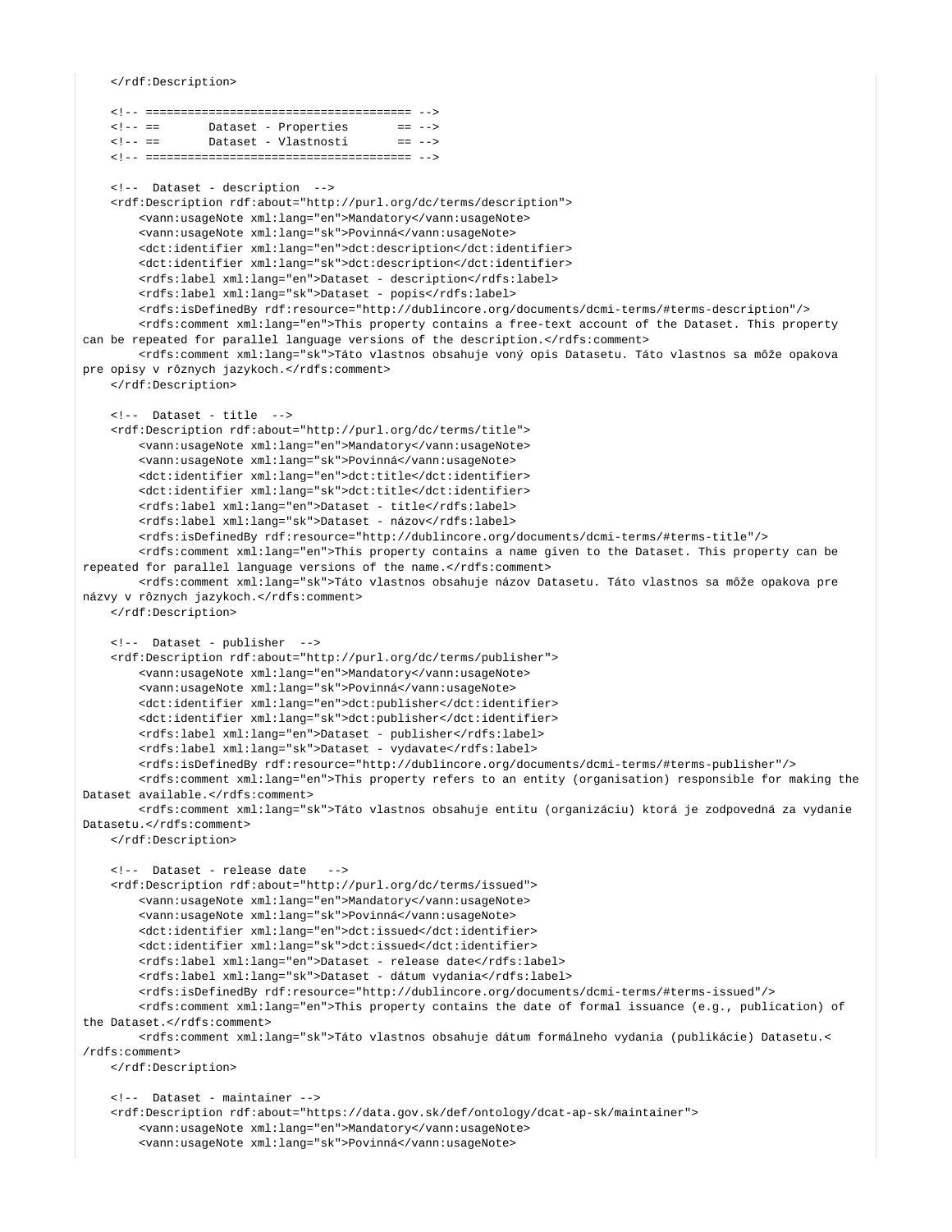```
    </rdf:Description>

    <!-- ====================================== -->
    <!-- ==       Dataset - Properties       == -->
    <!-- ==       Dataset - Vlastnosti       == -->
    <!-- ====================================== -->

    <!--  Dataset - description  -->
    <rdf:Description rdf:about="http://purl.org/dc/terms/description">
        <vann:usageNote xml:lang="en">Mandatory</vann:usageNote>
        <vann:usageNote xml:lang="sk">Povinná</vann:usageNote>
        <dct:identifier xml:lang="en">dct:description</dct:identifier>
        <dct:identifier xml:lang="sk">dct:description</dct:identifier>
        <rdfs:label xml:lang="en">Dataset - description</rdfs:label>
        <rdfs:label xml:lang="sk">Dataset - popis</rdfs:label>
        <rdfs:isDefinedBy rdf:resource="http://dublincore.org/documents/dcmi-terms/#terms-description"/>
        <rdfs:comment xml:lang="en">This property contains a free-text account of the Dataset. This property
can be repeated for parallel language versions of the description.</rdfs:comment>
        <rdfs:comment xml:lang="sk">Táto vlastnos obsahuje voný opis Datasetu. Táto vlastnos sa môže opakova
pre opisy v rôznych jazykoch.</rdfs:comment>
    </rdf:Description>

    <!--  Dataset - title  -->
    <rdf:Description rdf:about="http://purl.org/dc/terms/title">
        <vann:usageNote xml:lang="en">Mandatory</vann:usageNote>
        <vann:usageNote xml:lang="sk">Povinná</vann:usageNote>
        <dct:identifier xml:lang="en">dct:title</dct:identifier>
        <dct:identifier xml:lang="sk">dct:title</dct:identifier>
        <rdfs:label xml:lang="en">Dataset - title</rdfs:label>
        <rdfs:label xml:lang="sk">Dataset - názov</rdfs:label>
        <rdfs:isDefinedBy rdf:resource="http://dublincore.org/documents/dcmi-terms/#terms-title"/>
        <rdfs:comment xml:lang="en">This property contains a name given to the Dataset. This property can be
repeated for parallel language versions of the name.</rdfs:comment>
        <rdfs:comment xml:lang="sk">Táto vlastnos obsahuje názov Datasetu. Táto vlastnos sa môže opakova pre
názvy v rôznych jazykoch.</rdfs:comment>
    </rdf:Description>

    <!--  Dataset - publisher  -->
    <rdf:Description rdf:about="http://purl.org/dc/terms/publisher">
        <vann:usageNote xml:lang="en">Mandatory</vann:usageNote>
        <vann:usageNote xml:lang="sk">Povinná</vann:usageNote>
        <dct:identifier xml:lang="en">dct:publisher</dct:identifier>
        <dct:identifier xml:lang="sk">dct:publisher</dct:identifier>
        <rdfs:label xml:lang="en">Dataset - publisher</rdfs:label>
        <rdfs:label xml:lang="sk">Dataset - vydavate</rdfs:label>
        <rdfs:isDefinedBy rdf:resource="http://dublincore.org/documents/dcmi-terms/#terms-publisher"/>
        <rdfs:comment xml:lang="en">This property refers to an entity (organisation) responsible for making the
Dataset available.</rdfs:comment>
        <rdfs:comment xml:lang="sk">Táto vlastnos obsahuje entitu (organizáciu) ktorá je zodpovedná za vydanie
Datasetu.</rdfs:comment>
    </rdf:Description>

    <!--  Dataset - release date   -->
    <rdf:Description rdf:about="http://purl.org/dc/terms/issued">
        <vann:usageNote xml:lang="en">Mandatory</vann:usageNote>
        <vann:usageNote xml:lang="sk">Povinná</vann:usageNote>
        <dct:identifier xml:lang="en">dct:issued</dct:identifier>
        <dct:identifier xml:lang="sk">dct:issued</dct:identifier>
        <rdfs:label xml:lang="en">Dataset - release date</rdfs:label>
        <rdfs:label xml:lang="sk">Dataset - dátum vydania</rdfs:label>
        <rdfs:isDefinedBy rdf:resource="http://dublincore.org/documents/dcmi-terms/#terms-issued"/>
        <rdfs:comment xml:lang="en">This property contains the date of formal issuance (e.g., publication) of
the Dataset.</rdfs:comment>
        <rdfs:comment xml:lang="sk">Táto vlastnos obsahuje dátum formálneho vydania (publikácie) Datasetu.<
/rdfs:comment>
    </rdf:Description>

    <!--  Dataset - maintainer -->
    <rdf:Description rdf:about="https://data.gov.sk/def/ontology/dcat-ap-sk/maintainer">
        <vann:usageNote xml:lang="en">Mandatory</vann:usageNote>
        <vann:usageNote xml:lang="sk">Povinná</vann:usageNote>
```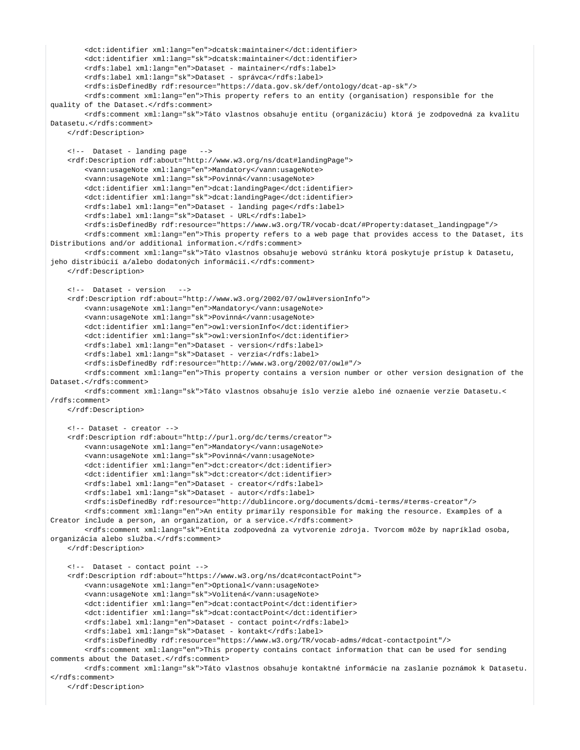```
        <dct:identifier xml:lang="en">dcatsk:maintainer</dct:identifier>
        <dct:identifier xml:lang="sk">dcatsk:maintainer</dct:identifier>
        <rdfs:label xml:lang="en">Dataset - maintainer</rdfs:label>
        <rdfs:label xml:lang="sk">Dataset - správca</rdfs:label>
        <rdfs:isDefinedBy rdf:resource="https://data.gov.sk/def/ontology/dcat-ap-sk"/>
        <rdfs:comment xml:lang="en">This property refers to an entity (organisation) responsible for the 
quality of the Dataset.</rdfs:comment>
        <rdfs:comment xml:lang="sk">Táto vlastnos obsahuje entitu (organizáciu) ktorá je zodpovedná za kvalitu 
Datasetu.</rdfs:comment>
    </rdf:Description>

    <!--  Dataset - landing page   -->
    <rdf:Description rdf:about="http://www.w3.org/ns/dcat#landingPage">
        <vann:usageNote xml:lang="en">Mandatory</vann:usageNote>
        <vann:usageNote xml:lang="sk">Povinná</vann:usageNote>
        <dct:identifier xml:lang="en">dcat:landingPage</dct:identifier>
        <dct:identifier xml:lang="sk">dcat:landingPage</dct:identifier>
        <rdfs:label xml:lang="en">Dataset - landing page</rdfs:label>
        <rdfs:label xml:lang="sk">Dataset - URL</rdfs:label>
        <rdfs:isDefinedBy rdf:resource="https://www.w3.org/TR/vocab-dcat/#Property:dataset_landingpage"/>
        <rdfs:comment xml:lang="en">This property refers to a web page that provides access to the Dataset, its 
Distributions and/or additional information.</rdfs:comment>
        <rdfs:comment xml:lang="sk">Táto vlastnos obsahuje webovú stránku ktorá poskytuje prístup k Datasetu, 
jeho distribúcií a/alebo dodatoných informácií.</rdfs:comment>
    </rdf:Description>

    <!--  Dataset - version   -->
    <rdf:Description rdf:about="http://www.w3.org/2002/07/owl#versionInfo">
        <vann:usageNote xml:lang="en">Mandatory</vann:usageNote>
        <vann:usageNote xml:lang="sk">Povinná</vann:usageNote>
        <dct:identifier xml:lang="en">owl:versionInfo</dct:identifier>
        <dct:identifier xml:lang="sk">owl:versionInfo</dct:identifier>
        <rdfs:label xml:lang="en">Dataset - version</rdfs:label>
        <rdfs:label xml:lang="sk">Dataset - verzia</rdfs:label>
        <rdfs:isDefinedBy rdf:resource="http://www.w3.org/2002/07/owl#"/>
        <rdfs:comment xml:lang="en">This property contains a version number or other version designation of the 
Dataset.</rdfs:comment>
        <rdfs:comment xml:lang="sk">Táto vlastnos obsahuje íslo verzie alebo iné oznaenie verzie Datasetu.<
/rdfs:comment>
    </rdf:Description>

    <!-- Dataset - creator -->
    <rdf:Description rdf:about="http://purl.org/dc/terms/creator">
        <vann:usageNote xml:lang="en">Mandatory</vann:usageNote>
        <vann:usageNote xml:lang="sk">Povinná</vann:usageNote>
        <dct:identifier xml:lang="en">dct:creator</dct:identifier>
        <dct:identifier xml:lang="sk">dct:creator</dct:identifier>
        <rdfs:label xml:lang="en">Dataset - creator</rdfs:label>
        <rdfs:label xml:lang="sk">Dataset - autor</rdfs:label>
        <rdfs:isDefinedBy rdf:resource="http://dublincore.org/documents/dcmi-terms/#terms-creator"/>
        <rdfs:comment xml:lang="en">An entity primarily responsible for making the resource. Examples of a 
Creator include a person, an organization, or a service.</rdfs:comment>
        <rdfs:comment xml:lang="sk">Entita zodpovedná za vytvorenie zdroja. Tvorcom môže by napríklad osoba, 
organizácia alebo služba.</rdfs:comment>
    </rdf:Description>

    <!--  Dataset - contact point -->
    <rdf:Description rdf:about="https://www.w3.org/ns/dcat#contactPoint">
        <vann:usageNote xml:lang="en">Optional</vann:usageNote>
        <vann:usageNote xml:lang="sk">Volitená</vann:usageNote>
        <dct:identifier xml:lang="en">dcat:contactPoint</dct:identifier>
        <dct:identifier xml:lang="sk">dcat:contactPoint</dct:identifier>
        <rdfs:label xml:lang="en">Dataset - contact point</rdfs:label>
        <rdfs:label xml:lang="sk">Dataset - kontakt</rdfs:label>
        <rdfs:isDefinedBy rdf:resource="https://www.w3.org/TR/vocab-adms/#dcat-contactpoint"/>
        <rdfs:comment xml:lang="en">This property contains contact information that can be used for sending 
comments about the Dataset.</rdfs:comment>
        <rdfs:comment xml:lang="sk">Táto vlastnos obsahuje kontaktné informácie na zaslanie poznámok k Datasetu.
</rdfs:comment>
    </rdf:Description>
```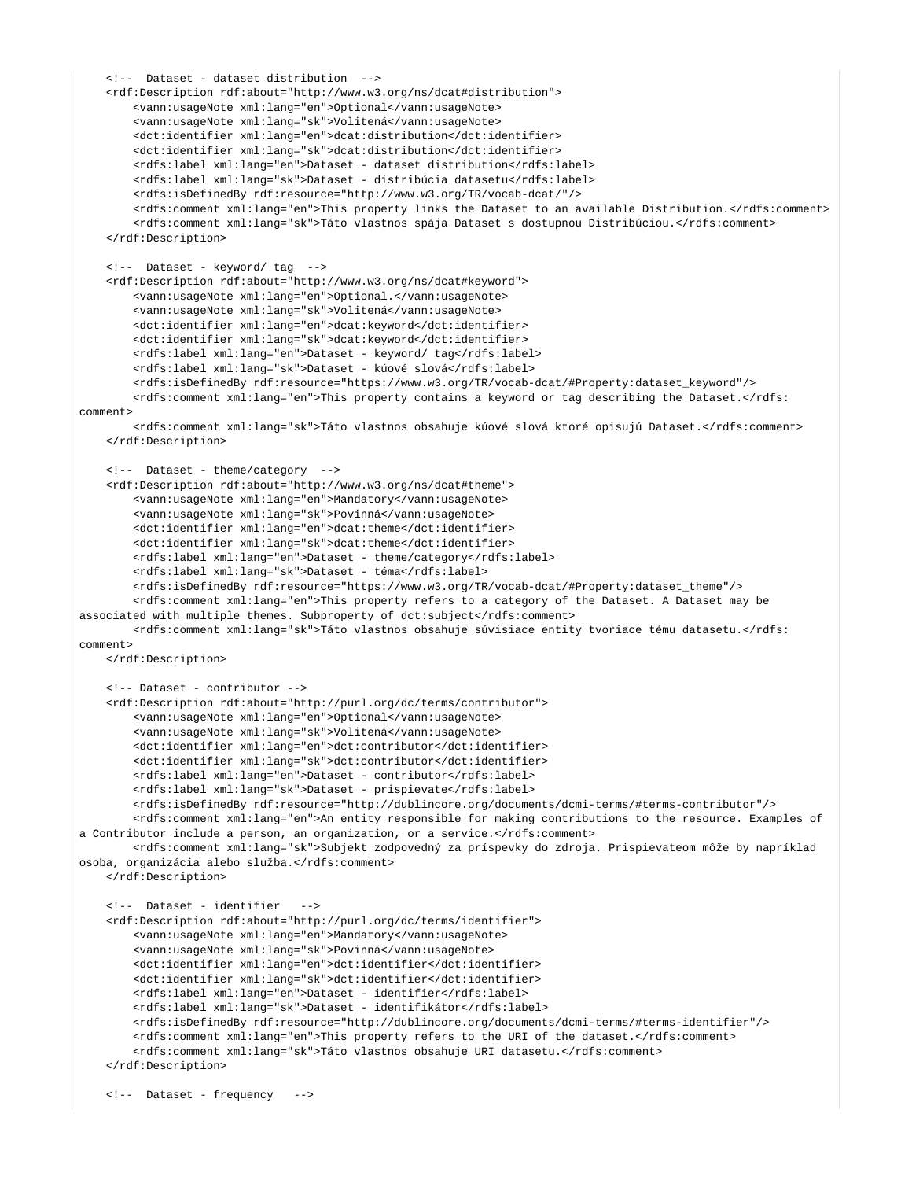```
    <!--  Dataset - dataset distribution  -->
    <rdf:Description rdf:about="http://www.w3.org/ns/dcat#distribution">
        <vann:usageNote xml:lang="en">Optional</vann:usageNote>
        <vann:usageNote xml:lang="sk">Volitená</vann:usageNote>
        <dct:identifier xml:lang="en">dcat:distribution</dct:identifier>
        <dct:identifier xml:lang="sk">dcat:distribution</dct:identifier>
        <rdfs:label xml:lang="en">Dataset - dataset distribution</rdfs:label>
        <rdfs:label xml:lang="sk">Dataset - distribúcia datasetu</rdfs:label>
        <rdfs:isDefinedBy rdf:resource="http://www.w3.org/TR/vocab-dcat/"/>
        <rdfs:comment xml:lang="en">This property links the Dataset to an available Distribution.</rdfs:comment>
        <rdfs:comment xml:lang="sk">Táto vlastnos spája Dataset s dostupnou Distribúciou.</rdfs:comment>
    </rdf:Description>

    <!--  Dataset - keyword/ tag  -->
    <rdf:Description rdf:about="http://www.w3.org/ns/dcat#keyword">
        <vann:usageNote xml:lang="en">Optional.</vann:usageNote>
        <vann:usageNote xml:lang="sk">Volitená</vann:usageNote>
        <dct:identifier xml:lang="en">dcat:keyword</dct:identifier>
        <dct:identifier xml:lang="sk">dcat:keyword</dct:identifier>
        <rdfs:label xml:lang="en">Dataset - keyword/ tag</rdfs:label>
        <rdfs:label xml:lang="sk">Dataset - kúové slová</rdfs:label>
        <rdfs:isDefinedBy rdf:resource="https://www.w3.org/TR/vocab-dcat/#Property:dataset_keyword"/>
        <rdfs:comment xml:lang="en">This property contains a keyword or tag describing the Dataset.</rdfs:
comment>
        <rdfs:comment xml:lang="sk">Táto vlastnos obsahuje kúové slová ktoré opisujú Dataset.</rdfs:comment>
    </rdf:Description>

    <!--  Dataset - theme/category  -->
    <rdf:Description rdf:about="http://www.w3.org/ns/dcat#theme">
        <vann:usageNote xml:lang="en">Mandatory</vann:usageNote>
        <vann:usageNote xml:lang="sk">Povinná</vann:usageNote>
        <dct:identifier xml:lang="en">dcat:theme</dct:identifier>
        <dct:identifier xml:lang="sk">dcat:theme</dct:identifier>
        <rdfs:label xml:lang="en">Dataset - theme/category</rdfs:label>
        <rdfs:label xml:lang="sk">Dataset - téma</rdfs:label>
        <rdfs:isDefinedBy rdf:resource="https://www.w3.org/TR/vocab-dcat/#Property:dataset_theme"/>
        <rdfs:comment xml:lang="en">This property refers to a category of the Dataset. A Dataset may be
associated with multiple themes. Subproperty of dct:subject</rdfs:comment>
        <rdfs:comment xml:lang="sk">Táto vlastnos obsahuje súvisiace entity tvoriace tému datasetu.</rdfs:
comment>
    </rdf:Description>

    <!-- Dataset - contributor -->
    <rdf:Description rdf:about="http://purl.org/dc/terms/contributor">
        <vann:usageNote xml:lang="en">Optional</vann:usageNote>
        <vann:usageNote xml:lang="sk">Volitená</vann:usageNote>
        <dct:identifier xml:lang="en">dct:contributor</dct:identifier>
        <dct:identifier xml:lang="sk">dct:contributor</dct:identifier>
        <rdfs:label xml:lang="en">Dataset - contributor</rdfs:label>
        <rdfs:label xml:lang="sk">Dataset - prispievate</rdfs:label>
        <rdfs:isDefinedBy rdf:resource="http://dublincore.org/documents/dcmi-terms/#terms-contributor"/>
        <rdfs:comment xml:lang="en">An entity responsible for making contributions to the resource. Examples of
a Contributor include a person, an organization, or a service.</rdfs:comment>
        <rdfs:comment xml:lang="sk">Subjekt zodpovedný za príspevky do zdroja. Prispievateom môže by napríklad
osoba, organizácia alebo služba.</rdfs:comment>
    </rdf:Description>

    <!--  Dataset - identifier   -->
    <rdf:Description rdf:about="http://purl.org/dc/terms/identifier">
        <vann:usageNote xml:lang="en">Mandatory</vann:usageNote>
        <vann:usageNote xml:lang="sk">Povinná</vann:usageNote>
        <dct:identifier xml:lang="en">dct:identifier</dct:identifier>
        <dct:identifier xml:lang="sk">dct:identifier</dct:identifier>
        <rdfs:label xml:lang="en">Dataset - identifier</rdfs:label>
        <rdfs:label xml:lang="sk">Dataset - identifikátor</rdfs:label>
        <rdfs:isDefinedBy rdf:resource="http://dublincore.org/documents/dcmi-terms/#terms-identifier"/>
        <rdfs:comment xml:lang="en">This property refers to the URI of the dataset.</rdfs:comment>
        <rdfs:comment xml:lang="sk">Táto vlastnos obsahuje URI datasetu.</rdfs:comment>
    </rdf:Description>

    <!--  Dataset - frequency   -->
```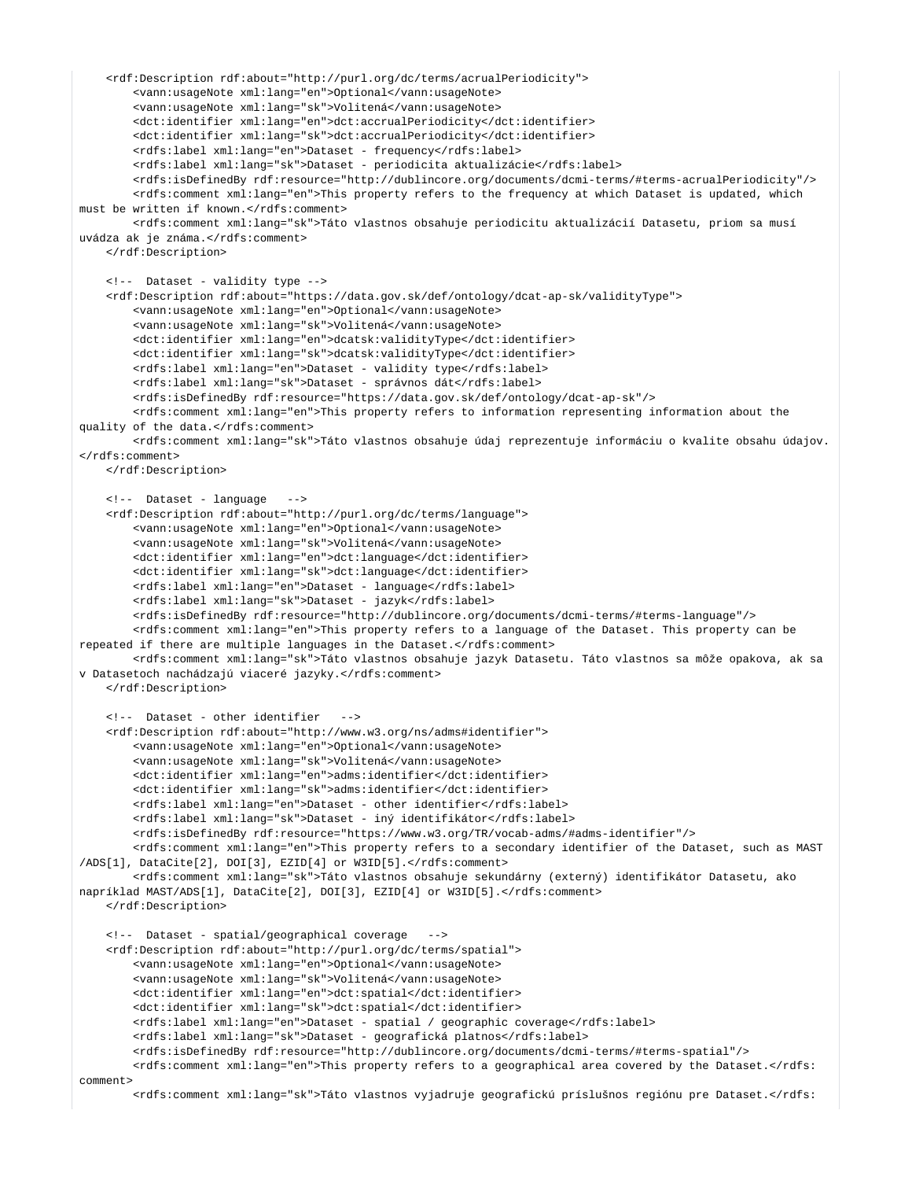```
    <rdf:Description rdf:about="http://purl.org/dc/terms/acrualPeriodicity">
        <vann:usageNote xml:lang="en">Optional</vann:usageNote>
        <vann:usageNote xml:lang="sk">Volitená</vann:usageNote>
        <dct:identifier xml:lang="en">dct:accrualPeriodicity</dct:identifier>
        <dct:identifier xml:lang="sk">dct:accrualPeriodicity</dct:identifier>
        <rdfs:label xml:lang="en">Dataset - frequency</rdfs:label>
        <rdfs:label xml:lang="sk">Dataset - periodicita aktualizácie</rdfs:label>
        <rdfs:isDefinedBy rdf:resource="http://dublincore.org/documents/dcmi-terms/#terms-acrualPeriodicity"/>
        <rdfs:comment xml:lang="en">This property refers to the frequency at which Dataset is updated, which
must be written if known.</rdfs:comment>
        <rdfs:comment xml:lang="sk">Táto vlastnos obsahuje periodicitu aktualizácií Datasetu, priom sa musí
uvádza ak je známa.</rdfs:comment>
    </rdf:Description>

    <!--  Dataset - validity type -->
    <rdf:Description rdf:about="https://data.gov.sk/def/ontology/dcat-ap-sk/validityType">
        <vann:usageNote xml:lang="en">Optional</vann:usageNote>
        <vann:usageNote xml:lang="sk">Volitená</vann:usageNote>
        <dct:identifier xml:lang="en">dcatsk:validityType</dct:identifier>
        <dct:identifier xml:lang="sk">dcatsk:validityType</dct:identifier>
        <rdfs:label xml:lang="en">Dataset - validity type</rdfs:label>
        <rdfs:label xml:lang="sk">Dataset - správnos dát</rdfs:label>
        <rdfs:isDefinedBy rdf:resource="https://data.gov.sk/def/ontology/dcat-ap-sk"/>
        <rdfs:comment xml:lang="en">This property refers to information representing information about the
quality of the data.</rdfs:comment>
        <rdfs:comment xml:lang="sk">Táto vlastnos obsahuje údaj reprezentuje informáciu o kvalite obsahu údajov.
</rdfs:comment>
    </rdf:Description>

    <!--  Dataset - language   -->
    <rdf:Description rdf:about="http://purl.org/dc/terms/language">
        <vann:usageNote xml:lang="en">Optional</vann:usageNote>
        <vann:usageNote xml:lang="sk">Volitená</vann:usageNote>
        <dct:identifier xml:lang="en">dct:language</dct:identifier>
        <dct:identifier xml:lang="sk">dct:language</dct:identifier>
        <rdfs:label xml:lang="en">Dataset - language</rdfs:label>
        <rdfs:label xml:lang="sk">Dataset - jazyk</rdfs:label>
        <rdfs:isDefinedBy rdf:resource="http://dublincore.org/documents/dcmi-terms/#terms-language"/>
        <rdfs:comment xml:lang="en">This property refers to a language of the Dataset. This property can be
repeated if there are multiple languages in the Dataset.</rdfs:comment>
        <rdfs:comment xml:lang="sk">Táto vlastnos obsahuje jazyk Datasetu. Táto vlastnos sa môže opakova, ak sa
v Datasetoch nachádzajú viaceré jazyky.</rdfs:comment>
    </rdf:Description>

    <!--  Dataset - other identifier   -->
    <rdf:Description rdf:about="http://www.w3.org/ns/adms#identifier">
        <vann:usageNote xml:lang="en">Optional</vann:usageNote>
        <vann:usageNote xml:lang="sk">Volitená</vann:usageNote>
        <dct:identifier xml:lang="en">adms:identifier</dct:identifier>
        <dct:identifier xml:lang="sk">adms:identifier</dct:identifier>
        <rdfs:label xml:lang="en">Dataset - other identifier</rdfs:label>
        <rdfs:label xml:lang="sk">Dataset - iný identifikátor</rdfs:label>
        <rdfs:isDefinedBy rdf:resource="https://www.w3.org/TR/vocab-adms/#adms-identifier"/>
        <rdfs:comment xml:lang="en">This property refers to a secondary identifier of the Dataset, such as MAST
/ADS[1], DataCite[2], DOI[3], EZID[4] or W3ID[5].</rdfs:comment>
        <rdfs:comment xml:lang="sk">Táto vlastnos obsahuje sekundárny (externý) identifikátor Datasetu, ako
napríklad MAST/ADS[1], DataCite[2], DOI[3], EZID[4] or W3ID[5].</rdfs:comment>
    </rdf:Description>

    <!--  Dataset - spatial/geographical coverage   -->
    <rdf:Description rdf:about="http://purl.org/dc/terms/spatial">
        <vann:usageNote xml:lang="en">Optional</vann:usageNote>
        <vann:usageNote xml:lang="sk">Volitená</vann:usageNote>
        <dct:identifier xml:lang="en">dct:spatial</dct:identifier>
        <dct:identifier xml:lang="sk">dct:spatial</dct:identifier>
        <rdfs:label xml:lang="en">Dataset - spatial / geographic coverage</rdfs:label>
        <rdfs:label xml:lang="sk">Dataset - geografická platnos</rdfs:label>
        <rdfs:isDefinedBy rdf:resource="http://dublincore.org/documents/dcmi-terms/#terms-spatial"/>
        <rdfs:comment xml:lang="en">This property refers to a geographical area covered by the Dataset.</rdfs:
comment>
        <rdfs:comment xml:lang="sk">Táto vlastnos vyjadruje geografickú príslušnos regiónu pre Dataset.</rdfs:
```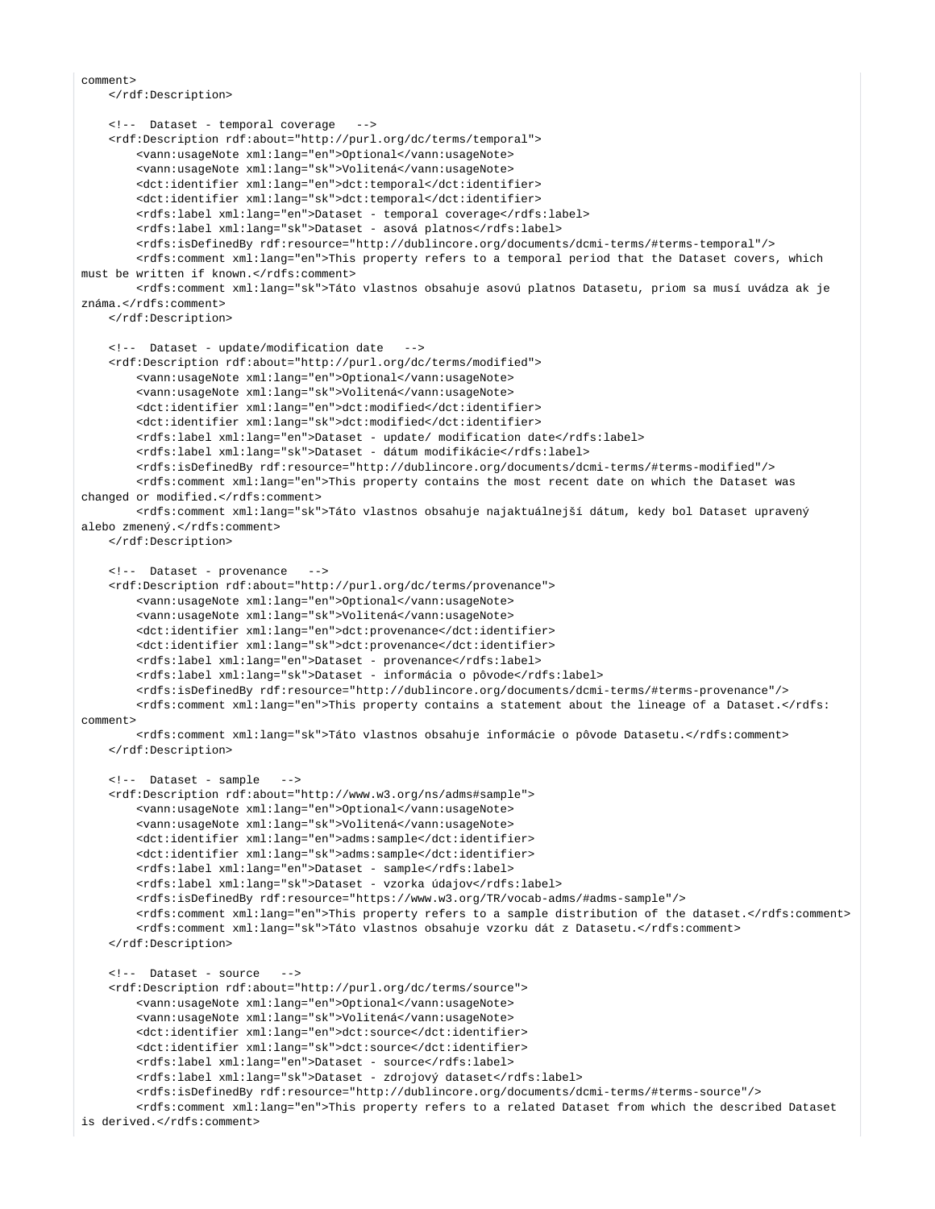```
comment>
    </rdf:Description>

    <!--  Dataset - temporal coverage   -->
    <rdf:Description rdf:about="http://purl.org/dc/terms/temporal">
        <vann:usageNote xml:lang="en">Optional</vann:usageNote>
        <vann:usageNote xml:lang="sk">Volitená</vann:usageNote>
        <dct:identifier xml:lang="en">dct:temporal</dct:identifier>
        <dct:identifier xml:lang="sk">dct:temporal</dct:identifier>
        <rdfs:label xml:lang="en">Dataset - temporal coverage</rdfs:label>
        <rdfs:label xml:lang="sk">Dataset - asová platnos</rdfs:label>
        <rdfs:isDefinedBy rdf:resource="http://dublincore.org/documents/dcmi-terms/#terms-temporal"/>
        <rdfs:comment xml:lang="en">This property refers to a temporal period that the Dataset covers, which
must be written if known.</rdfs:comment>
        <rdfs:comment xml:lang="sk">Táto vlastnos obsahuje asovú platnos Datasetu, priom sa musí uvádza ak je
známa.</rdfs:comment>
    </rdf:Description>

    <!--  Dataset - update/modification date   -->
    <rdf:Description rdf:about="http://purl.org/dc/terms/modified">
        <vann:usageNote xml:lang="en">Optional</vann:usageNote>
        <vann:usageNote xml:lang="sk">Volitená</vann:usageNote>
        <dct:identifier xml:lang="en">dct:modified</dct:identifier>
        <dct:identifier xml:lang="sk">dct:modified</dct:identifier>
        <rdfs:label xml:lang="en">Dataset - update/ modification date</rdfs:label>
        <rdfs:label xml:lang="sk">Dataset - dátum modifikácie</rdfs:label>
        <rdfs:isDefinedBy rdf:resource="http://dublincore.org/documents/dcmi-terms/#terms-modified"/>
        <rdfs:comment xml:lang="en">This property contains the most recent date on which the Dataset was
changed or modified.</rdfs:comment>
        <rdfs:comment xml:lang="sk">Táto vlastnos obsahuje najaktuálnejší dátum, kedy bol Dataset upravený
alebo zmenený.</rdfs:comment>
    </rdf:Description>

    <!--  Dataset - provenance   -->
    <rdf:Description rdf:about="http://purl.org/dc/terms/provenance">
        <vann:usageNote xml:lang="en">Optional</vann:usageNote>
        <vann:usageNote xml:lang="sk">Volitená</vann:usageNote>
        <dct:identifier xml:lang="en">dct:provenance</dct:identifier>
        <dct:identifier xml:lang="sk">dct:provenance</dct:identifier>
        <rdfs:label xml:lang="en">Dataset - provenance</rdfs:label>
        <rdfs:label xml:lang="sk">Dataset - informácia o pôvode</rdfs:label>
        <rdfs:isDefinedBy rdf:resource="http://dublincore.org/documents/dcmi-terms/#terms-provenance"/>
        <rdfs:comment xml:lang="en">This property contains a statement about the lineage of a Dataset.</rdfs:
comment>
        <rdfs:comment xml:lang="sk">Táto vlastnos obsahuje informácie o pôvode Datasetu.</rdfs:comment>
    </rdf:Description>

    <!--  Dataset - sample   -->
    <rdf:Description rdf:about="http://www.w3.org/ns/adms#sample">
        <vann:usageNote xml:lang="en">Optional</vann:usageNote>
        <vann:usageNote xml:lang="sk">Volitená</vann:usageNote>
        <dct:identifier xml:lang="en">adms:sample</dct:identifier>
        <dct:identifier xml:lang="sk">adms:sample</dct:identifier>
        <rdfs:label xml:lang="en">Dataset - sample</rdfs:label>
        <rdfs:label xml:lang="sk">Dataset - vzorka údajov</rdfs:label>
        <rdfs:isDefinedBy rdf:resource="https://www.w3.org/TR/vocab-adms/#adms-sample"/>
        <rdfs:comment xml:lang="en">This property refers to a sample distribution of the dataset.</rdfs:comment>
        <rdfs:comment xml:lang="sk">Táto vlastnos obsahuje vzorku dát z Datasetu.</rdfs:comment>
    </rdf:Description>

    <!--  Dataset - source   -->
    <rdf:Description rdf:about="http://purl.org/dc/terms/source">
        <vann:usageNote xml:lang="en">Optional</vann:usageNote>
        <vann:usageNote xml:lang="sk">Volitená</vann:usageNote>
        <dct:identifier xml:lang="en">dct:source</dct:identifier>
        <dct:identifier xml:lang="sk">dct:source</dct:identifier>
        <rdfs:label xml:lang="en">Dataset - source</rdfs:label>
        <rdfs:label xml:lang="sk">Dataset - zdrojový dataset</rdfs:label>
        <rdfs:isDefinedBy rdf:resource="http://dublincore.org/documents/dcmi-terms/#terms-source"/>
        <rdfs:comment xml:lang="en">This property refers to a related Dataset from which the described Dataset
is derived.</rdfs:comment>
```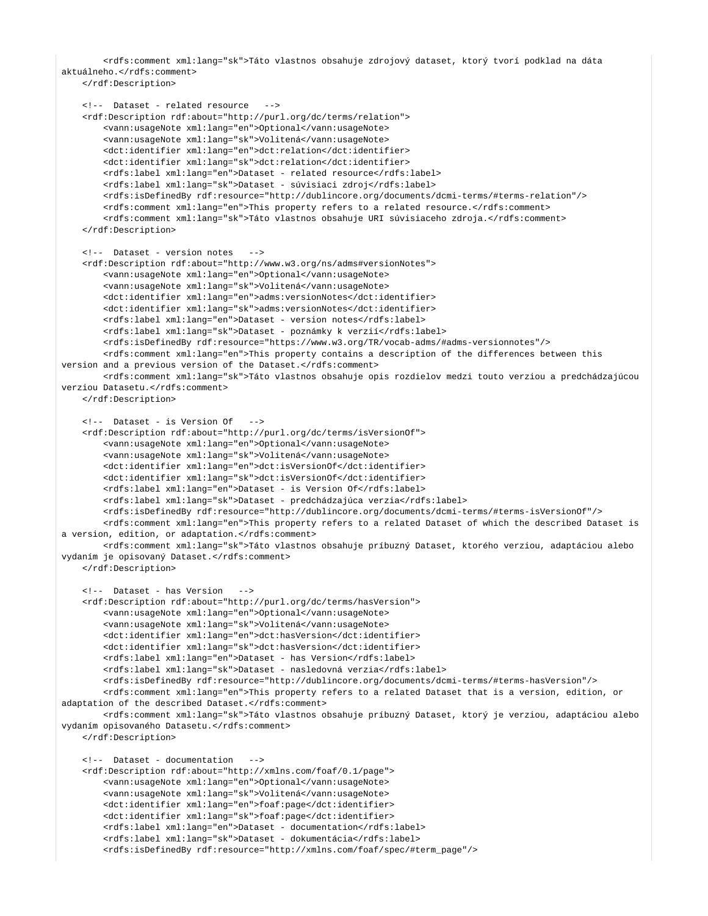```
        <rdfs:comment xml:lang="sk">Táto vlastnos obsahuje zdrojový dataset, ktorý tvorí podklad na dáta
aktuálneho.</rdfs:comment>
    </rdf:Description>

    <!--  Dataset - related resource   -->
    <rdf:Description rdf:about="http://purl.org/dc/terms/relation">
        <vann:usageNote xml:lang="en">Optional</vann:usageNote>
        <vann:usageNote xml:lang="sk">Volitená</vann:usageNote>
        <dct:identifier xml:lang="en">dct:relation</dct:identifier>
        <dct:identifier xml:lang="sk">dct:relation</dct:identifier>
        <rdfs:label xml:lang="en">Dataset - related resource</rdfs:label>
        <rdfs:label xml:lang="sk">Dataset - súvisiaci zdroj</rdfs:label>
        <rdfs:isDefinedBy rdf:resource="http://dublincore.org/documents/dcmi-terms/#terms-relation"/>
        <rdfs:comment xml:lang="en">This property refers to a related resource.</rdfs:comment>
        <rdfs:comment xml:lang="sk">Táto vlastnos obsahuje URI súvisiaceho zdroja.</rdfs:comment>
    </rdf:Description>

    <!--  Dataset - version notes   -->
    <rdf:Description rdf:about="http://www.w3.org/ns/adms#versionNotes">
        <vann:usageNote xml:lang="en">Optional</vann:usageNote>
        <vann:usageNote xml:lang="sk">Volitená</vann:usageNote>
        <dct:identifier xml:lang="en">adms:versionNotes</dct:identifier>
        <dct:identifier xml:lang="sk">adms:versionNotes</dct:identifier>
        <rdfs:label xml:lang="en">Dataset - version notes</rdfs:label>
        <rdfs:label xml:lang="sk">Dataset - poznámky k verzií</rdfs:label>
        <rdfs:isDefinedBy rdf:resource="https://www.w3.org/TR/vocab-adms/#adms-versionnotes"/>
        <rdfs:comment xml:lang="en">This property contains a description of the differences between this
version and a previous version of the Dataset.</rdfs:comment>
        <rdfs:comment xml:lang="sk">Táto vlastnos obsahuje opis rozdielov medzi touto verziou a predchádzajúcou
verziou Datasetu.</rdfs:comment>
    </rdf:Description>

    <!--  Dataset - is Version Of   -->
    <rdf:Description rdf:about="http://purl.org/dc/terms/isVersionOf">
        <vann:usageNote xml:lang="en">Optional</vann:usageNote>
        <vann:usageNote xml:lang="sk">Volitená</vann:usageNote>
        <dct:identifier xml:lang="en">dct:isVersionOf</dct:identifier>
        <dct:identifier xml:lang="sk">dct:isVersionOf</dct:identifier>
        <rdfs:label xml:lang="en">Dataset - is Version Of</rdfs:label>
        <rdfs:label xml:lang="sk">Dataset - predchádzajúca verzia</rdfs:label>
        <rdfs:isDefinedBy rdf:resource="http://dublincore.org/documents/dcmi-terms/#terms-isVersionOf"/>
        <rdfs:comment xml:lang="en">This property refers to a related Dataset of which the described Dataset is
a version, edition, or adaptation.</rdfs:comment>
        <rdfs:comment xml:lang="sk">Táto vlastnos obsahuje príbuzný Dataset, ktorého verziou, adaptáciou alebo
vydaním je opisovaný Dataset.</rdfs:comment>
    </rdf:Description>

    <!--  Dataset - has Version   -->
    <rdf:Description rdf:about="http://purl.org/dc/terms/hasVersion">
        <vann:usageNote xml:lang="en">Optional</vann:usageNote>
        <vann:usageNote xml:lang="sk">Volitená</vann:usageNote>
        <dct:identifier xml:lang="en">dct:hasVersion</dct:identifier>
        <dct:identifier xml:lang="sk">dct:hasVersion</dct:identifier>
        <rdfs:label xml:lang="en">Dataset - has Version</rdfs:label>
        <rdfs:label xml:lang="sk">Dataset - nasledovná verzia</rdfs:label>
        <rdfs:isDefinedBy rdf:resource="http://dublincore.org/documents/dcmi-terms/#terms-hasVersion"/>
        <rdfs:comment xml:lang="en">This property refers to a related Dataset that is a version, edition, or
adaptation of the described Dataset.</rdfs:comment>
        <rdfs:comment xml:lang="sk">Táto vlastnos obsahuje príbuzný Dataset, ktorý je verziou, adaptáciou alebo
vydaním opisovaného Datasetu.</rdfs:comment>
    </rdf:Description>

    <!--  Dataset - documentation   -->
    <rdf:Description rdf:about="http://xmlns.com/foaf/0.1/page">
        <vann:usageNote xml:lang="en">Optional</vann:usageNote>
        <vann:usageNote xml:lang="sk">Volitená</vann:usageNote>
        <dct:identifier xml:lang="en">foaf:page</dct:identifier>
        <dct:identifier xml:lang="sk">foaf:page</dct:identifier>
        <rdfs:label xml:lang="en">Dataset - documentation</rdfs:label>
        <rdfs:label xml:lang="sk">Dataset - dokumentácia</rdfs:label>
        <rdfs:isDefinedBy rdf:resource="http://xmlns.com/foaf/spec/#term_page"/>
```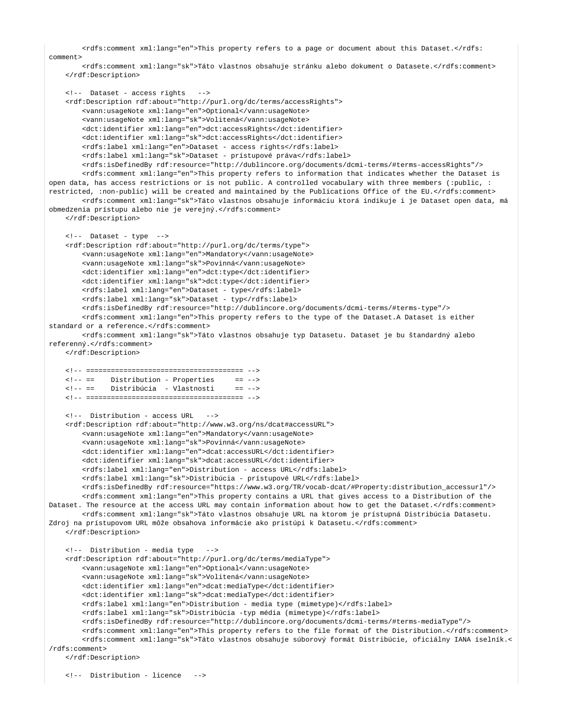```
        <rdfs:comment xml:lang="en">This property refers to a page or document about this Dataset.</rdfs:
comment>
        <rdfs:comment xml:lang="sk">Táto vlastnos obsahuje stránku alebo dokument o Datasete.</rdfs:comment>
    </rdf:Description>

    <!--  Dataset - access rights   -->
    <rdf:Description rdf:about="http://purl.org/dc/terms/accessRights">
        <vann:usageNote xml:lang="en">Optional</vann:usageNote>
        <vann:usageNote xml:lang="sk">Volitená</vann:usageNote>
        <dct:identifier xml:lang="en">dct:accessRights</dct:identifier>
        <dct:identifier xml:lang="sk">dct:accessRights</dct:identifier>
        <rdfs:label xml:lang="en">Dataset - access rights</rdfs:label>
        <rdfs:label xml:lang="sk">Dataset - prístupové práva</rdfs:label>
        <rdfs:isDefinedBy rdf:resource="http://dublincore.org/documents/dcmi-terms/#terms-accessRights"/>
        <rdfs:comment xml:lang="en">This property refers to information that indicates whether the Dataset is
open data, has access restrictions or is not public. A controlled vocabulary with three members (:public, :
restricted, :non-public) will be created and maintained by the Publications Office of the EU.</rdfs:comment>
        <rdfs:comment xml:lang="sk">Táto vlastnos obsahuje informáciu ktorá indikuje i je Dataset open data, má
obmedzenia prístupu alebo nie je verejný.</rdfs:comment>
    </rdf:Description>

    <!--  Dataset - type  -->
    <rdf:Description rdf:about="http://purl.org/dc/terms/type">
        <vann:usageNote xml:lang="en">Mandatory</vann:usageNote>
        <vann:usageNote xml:lang="sk">Povinná</vann:usageNote>
        <dct:identifier xml:lang="en">dct:type</dct:identifier>
        <dct:identifier xml:lang="sk">dct:type</dct:identifier>
        <rdfs:label xml:lang="en">Dataset - type</rdfs:label>
        <rdfs:label xml:lang="sk">Dataset - typ</rdfs:label>
        <rdfs:isDefinedBy rdf:resource="http://dublincore.org/documents/dcmi-terms/#terms-type"/>
        <rdfs:comment xml:lang="en">This property refers to the type of the Dataset.A Dataset is either
standard or a reference.</rdfs:comment>
        <rdfs:comment xml:lang="sk">Táto vlastnos obsahuje typ Datasetu. Dataset je bu štandardný alebo
referenný.</rdfs:comment>
    </rdf:Description>

    <!-- ====================================== -->
    <!-- ==    Distribution - Properties     == -->
    <!-- ==    Distribúcia  - Vlastnosti     == -->
    <!-- ====================================== -->

    <!--  Distribution - access URL   -->
    <rdf:Description rdf:about="http://www.w3.org/ns/dcat#accessURL">
        <vann:usageNote xml:lang="en">Mandatory</vann:usageNote>
        <vann:usageNote xml:lang="sk">Povinná</vann:usageNote>
        <dct:identifier xml:lang="en">dcat:accessURL</dct:identifier>
        <dct:identifier xml:lang="sk">dcat:accessURL</dct:identifier>
        <rdfs:label xml:lang="en">Distribution - access URL</rdfs:label>
        <rdfs:label xml:lang="sk">Distribúcia - prístupové URL</rdfs:label>
        <rdfs:isDefinedBy rdf:resource="https://www.w3.org/TR/vocab-dcat/#Property:distribution_accessurl"/>
        <rdfs:comment xml:lang="en">This property contains a URL that gives access to a Distribution of the
Dataset. The resource at the access URL may contain information about how to get the Dataset.</rdfs:comment>
        <rdfs:comment xml:lang="sk">Táto vlastnos obsahuje URL na ktorom je prístupná Distribúcia Datasetu.
Zdroj na prístupovom URL môže obsahova informácie ako pristúpi k Datasetu.</rdfs:comment>
    </rdf:Description>

    <!--  Distribution - media type   -->
    <rdf:Description rdf:about="http://purl.org/dc/terms/mediaType">
        <vann:usageNote xml:lang="en">Optional</vann:usageNote>
        <vann:usageNote xml:lang="sk">Volitená</vann:usageNote>
        <dct:identifier xml:lang="en">dcat:mediaType</dct:identifier>
        <dct:identifier xml:lang="sk">dcat:mediaType</dct:identifier>
        <rdfs:label xml:lang="en">Distribution - media type (mimetype)</rdfs:label>
        <rdfs:label xml:lang="sk">Distribúcia -typ média (mimetype)</rdfs:label>
        <rdfs:isDefinedBy rdf:resource="http://dublincore.org/documents/dcmi-terms/#terms-mediaType"/>
        <rdfs:comment xml:lang="en">This property refers to the file format of the Distribution.</rdfs:comment>
        <rdfs:comment xml:lang="sk">Táto vlastnos obsahuje súborový formát Distribúcie, oficiálny IANA íselník.<
/rdfs:comment>
    </rdf:Description>

    <!--  Distribution - licence   -->
```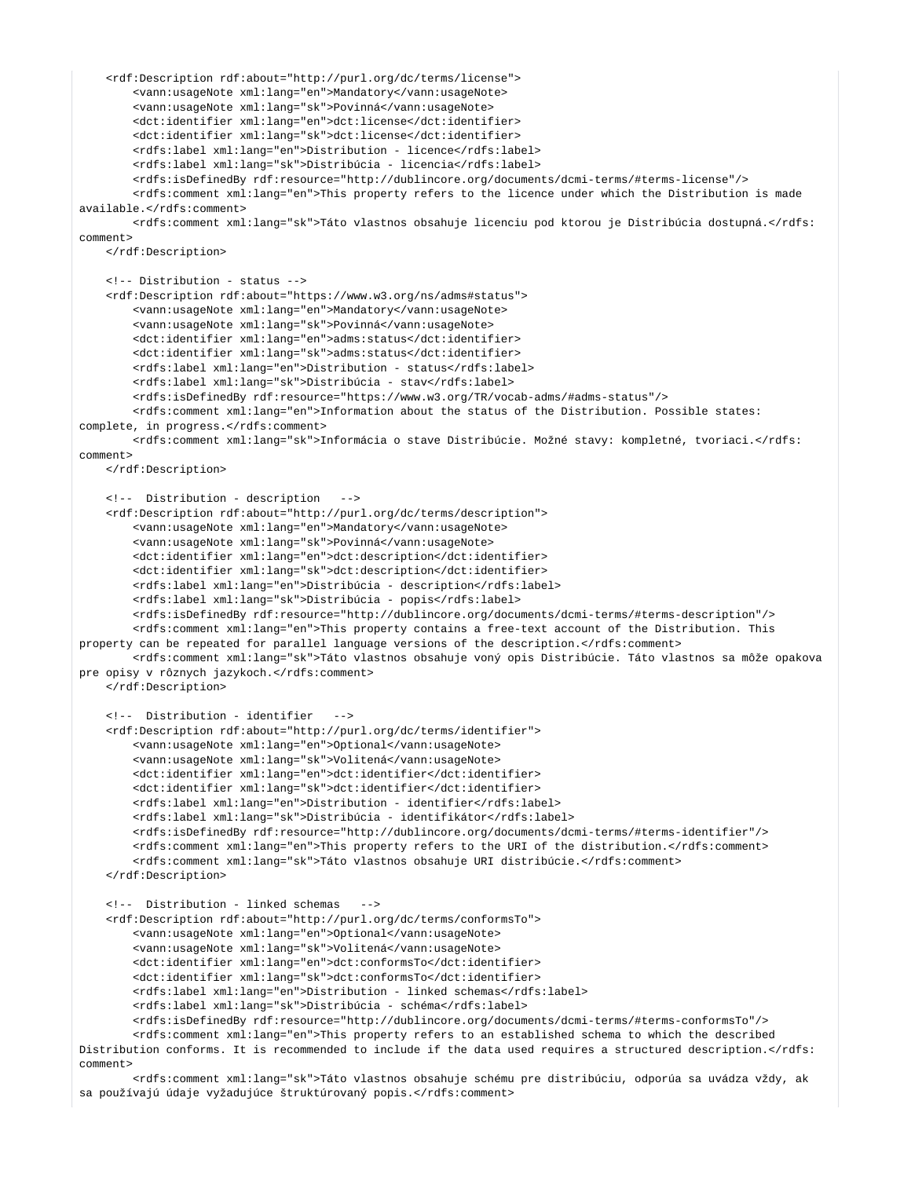```
    <rdf:Description rdf:about="http://purl.org/dc/terms/license">
        <vann:usageNote xml:lang="en">Mandatory</vann:usageNote>
        <vann:usageNote xml:lang="sk">Povinná</vann:usageNote>
        <dct:identifier xml:lang="en">dct:license</dct:identifier>
        <dct:identifier xml:lang="sk">dct:license</dct:identifier>
        <rdfs:label xml:lang="en">Distribution - licence</rdfs:label>
        <rdfs:label xml:lang="sk">Distribúcia - licencia</rdfs:label>
        <rdfs:isDefinedBy rdf:resource="http://dublincore.org/documents/dcmi-terms/#terms-license"/>
        <rdfs:comment xml:lang="en">This property refers to the licence under which the Distribution is made 
available.</rdfs:comment>
        <rdfs:comment xml:lang="sk">Táto vlastnos obsahuje licenciu pod ktorou je Distribúcia dostupná.</rdfs:
comment>
    </rdf:Description>

    <!-- Distribution - status -->
    <rdf:Description rdf:about="https://www.w3.org/ns/adms#status">
        <vann:usageNote xml:lang="en">Mandatory</vann:usageNote>
        <vann:usageNote xml:lang="sk">Povinná</vann:usageNote>
        <dct:identifier xml:lang="en">adms:status</dct:identifier>
        <dct:identifier xml:lang="sk">adms:status</dct:identifier>
        <rdfs:label xml:lang="en">Distribution - status</rdfs:label>
        <rdfs:label xml:lang="sk">Distribúcia - stav</rdfs:label>
        <rdfs:isDefinedBy rdf:resource="https://www.w3.org/TR/vocab-adms/#adms-status"/>
        <rdfs:comment xml:lang="en">Information about the status of the Distribution. Possible states: 
complete, in progress.</rdfs:comment>
        <rdfs:comment xml:lang="sk">Informácia o stave Distribúcie. Možné stavy: kompletné, tvoriaci.</rdfs:
comment>
    </rdf:Description>

    <!--  Distribution - description   -->
    <rdf:Description rdf:about="http://purl.org/dc/terms/description">
        <vann:usageNote xml:lang="en">Mandatory</vann:usageNote>
        <vann:usageNote xml:lang="sk">Povinná</vann:usageNote>
        <dct:identifier xml:lang="en">dct:description</dct:identifier>
        <dct:identifier xml:lang="sk">dct:description</dct:identifier>
        <rdfs:label xml:lang="en">Distribúcia - description</rdfs:label>
        <rdfs:label xml:lang="sk">Distribúcia - popis</rdfs:label>
        <rdfs:isDefinedBy rdf:resource="http://dublincore.org/documents/dcmi-terms/#terms-description"/>
        <rdfs:comment xml:lang="en">This property contains a free-text account of the Distribution. This 
property can be repeated for parallel language versions of the description.</rdfs:comment>
        <rdfs:comment xml:lang="sk">Táto vlastnos obsahuje voný opis Distribúcie. Táto vlastnos sa môže opakova 
pre opisy v rôznych jazykoch.</rdfs:comment>
    </rdf:Description>

    <!--  Distribution - identifier   -->
    <rdf:Description rdf:about="http://purl.org/dc/terms/identifier">
        <vann:usageNote xml:lang="en">Optional</vann:usageNote>
        <vann:usageNote xml:lang="sk">Volitená</vann:usageNote>
        <dct:identifier xml:lang="en">dct:identifier</dct:identifier>
        <dct:identifier xml:lang="sk">dct:identifier</dct:identifier>
        <rdfs:label xml:lang="en">Distribution - identifier</rdfs:label>
        <rdfs:label xml:lang="sk">Distribúcia - identifikátor</rdfs:label>
        <rdfs:isDefinedBy rdf:resource="http://dublincore.org/documents/dcmi-terms/#terms-identifier"/>
        <rdfs:comment xml:lang="en">This property refers to the URI of the distribution.</rdfs:comment>
        <rdfs:comment xml:lang="sk">Táto vlastnos obsahuje URI distribúcie.</rdfs:comment>
    </rdf:Description>

    <!--  Distribution - linked schemas   -->
    <rdf:Description rdf:about="http://purl.org/dc/terms/conformsTo">
        <vann:usageNote xml:lang="en">Optional</vann:usageNote>
        <vann:usageNote xml:lang="sk">Volitená</vann:usageNote>
        <dct:identifier xml:lang="en">dct:conformsTo</dct:identifier>
        <dct:identifier xml:lang="sk">dct:conformsTo</dct:identifier>
        <rdfs:label xml:lang="en">Distribution - linked schemas</rdfs:label>
        <rdfs:label xml:lang="sk">Distribúcia - schéma</rdfs:label>
        <rdfs:isDefinedBy rdf:resource="http://dublincore.org/documents/dcmi-terms/#terms-conformsTo"/>
        <rdfs:comment xml:lang="en">This property refers to an established schema to which the described 
Distribution conforms. It is recommended to include if the data used requires a structured description.</rdfs:
comment>
        <rdfs:comment xml:lang="sk">Táto vlastnos obsahuje schému pre distribúciu, odporúa sa uvádza vždy, ak 
sa používajú údaje vyžadujúce štruktúrovaný popis.</rdfs:comment>
```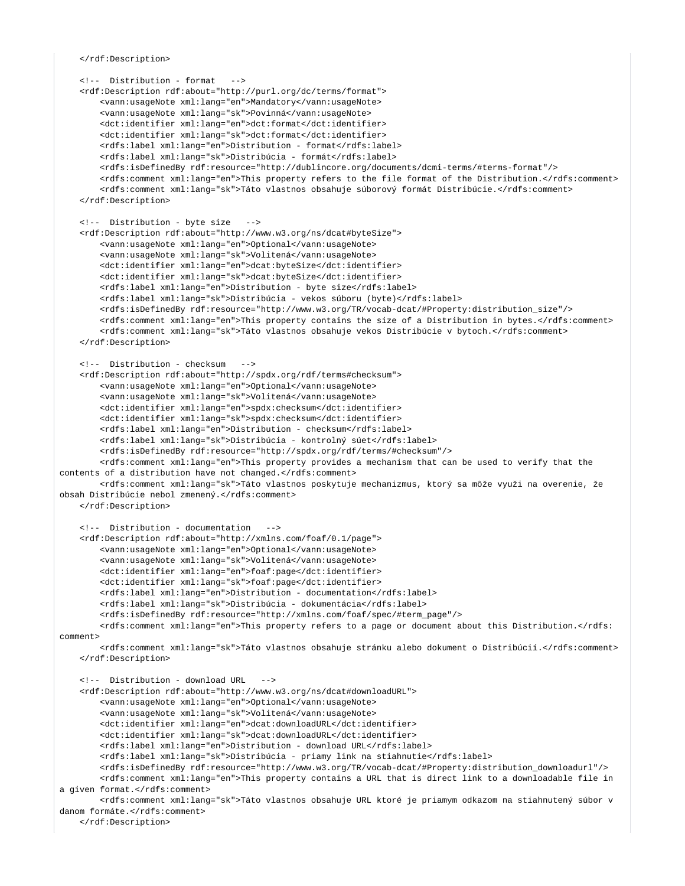```
    </rdf:Description>

    <!--  Distribution - format   -->
    <rdf:Description rdf:about="http://purl.org/dc/terms/format">
        <vann:usageNote xml:lang="en">Mandatory</vann:usageNote>
        <vann:usageNote xml:lang="sk">Povinná</vann:usageNote>
        <dct:identifier xml:lang="en">dct:format</dct:identifier>
        <dct:identifier xml:lang="sk">dct:format</dct:identifier>
        <rdfs:label xml:lang="en">Distribution - format</rdfs:label>
        <rdfs:label xml:lang="sk">Distribúcia - formát</rdfs:label>
        <rdfs:isDefinedBy rdf:resource="http://dublincore.org/documents/dcmi-terms/#terms-format"/>
        <rdfs:comment xml:lang="en">This property refers to the file format of the Distribution.</rdfs:comment>
        <rdfs:comment xml:lang="sk">Táto vlastnos obsahuje súborový formát Distribúcie.</rdfs:comment>
    </rdf:Description>

    <!--  Distribution - byte size   -->
    <rdf:Description rdf:about="http://www.w3.org/ns/dcat#byteSize">
        <vann:usageNote xml:lang="en">Optional</vann:usageNote>
        <vann:usageNote xml:lang="sk">Volitená</vann:usageNote>
        <dct:identifier xml:lang="en">dcat:byteSize</dct:identifier>
        <dct:identifier xml:lang="sk">dcat:byteSize</dct:identifier>
        <rdfs:label xml:lang="en">Distribution - byte size</rdfs:label>
        <rdfs:label xml:lang="sk">Distribúcia - vekos súboru (byte)</rdfs:label>
        <rdfs:isDefinedBy rdf:resource="http://www.w3.org/TR/vocab-dcat/#Property:distribution_size"/>
        <rdfs:comment xml:lang="en">This property contains the size of a Distribution in bytes.</rdfs:comment>
        <rdfs:comment xml:lang="sk">Táto vlastnos obsahuje vekos Distribúcie v bytoch.</rdfs:comment>
    </rdf:Description>

    <!--  Distribution - checksum   -->
    <rdf:Description rdf:about="http://spdx.org/rdf/terms#checksum">
        <vann:usageNote xml:lang="en">Optional</vann:usageNote>
        <vann:usageNote xml:lang="sk">Volitená</vann:usageNote>
        <dct:identifier xml:lang="en">spdx:checksum</dct:identifier>
        <dct:identifier xml:lang="sk">spdx:checksum</dct:identifier>
        <rdfs:label xml:lang="en">Distribution - checksum</rdfs:label>
        <rdfs:label xml:lang="sk">Distribúcia - kontrolný súet</rdfs:label>
        <rdfs:isDefinedBy rdf:resource="http://spdx.org/rdf/terms/#checksum"/>
        <rdfs:comment xml:lang="en">This property provides a mechanism that can be used to verify that the
contents of a distribution have not changed.</rdfs:comment>
        <rdfs:comment xml:lang="sk">Táto vlastnos poskytuje mechanizmus, ktorý sa môže využi na overenie, že
obsah Distribúcie nebol zmenený.</rdfs:comment>
    </rdf:Description>

    <!--  Distribution - documentation   -->
    <rdf:Description rdf:about="http://xmlns.com/foaf/0.1/page">
        <vann:usageNote xml:lang="en">Optional</vann:usageNote>
        <vann:usageNote xml:lang="sk">Volitená</vann:usageNote>
        <dct:identifier xml:lang="en">foaf:page</dct:identifier>
        <dct:identifier xml:lang="sk">foaf:page</dct:identifier>
        <rdfs:label xml:lang="en">Distribution - documentation</rdfs:label>
        <rdfs:label xml:lang="sk">Distribúcia - dokumentácia</rdfs:label>
        <rdfs:isDefinedBy rdf:resource="http://xmlns.com/foaf/spec/#term_page"/>
        <rdfs:comment xml:lang="en">This property refers to a page or document about this Distribution.</rdfs:
comment>
        <rdfs:comment xml:lang="sk">Táto vlastnos obsahuje stránku alebo dokument o Distribúcií.</rdfs:comment>
    </rdf:Description>

    <!--  Distribution - download URL   -->
    <rdf:Description rdf:about="http://www.w3.org/ns/dcat#downloadURL">
        <vann:usageNote xml:lang="en">Optional</vann:usageNote>
        <vann:usageNote xml:lang="sk">Volitená</vann:usageNote>
        <dct:identifier xml:lang="en">dcat:downloadURL</dct:identifier>
        <dct:identifier xml:lang="sk">dcat:downloadURL</dct:identifier>
        <rdfs:label xml:lang="en">Distribution - download URL</rdfs:label>
        <rdfs:label xml:lang="sk">Distribúcia - priamy link na stiahnutie</rdfs:label>
        <rdfs:isDefinedBy rdf:resource="http://www.w3.org/TR/vocab-dcat/#Property:distribution_downloadurl"/>
        <rdfs:comment xml:lang="en">This property contains a URL that is direct link to a downloadable file in
a given format.</rdfs:comment>
        <rdfs:comment xml:lang="sk">Táto vlastnos obsahuje URL ktoré je priamym odkazom na stiahnutený súbor v
danom formáte.</rdfs:comment>
    </rdf:Description>
```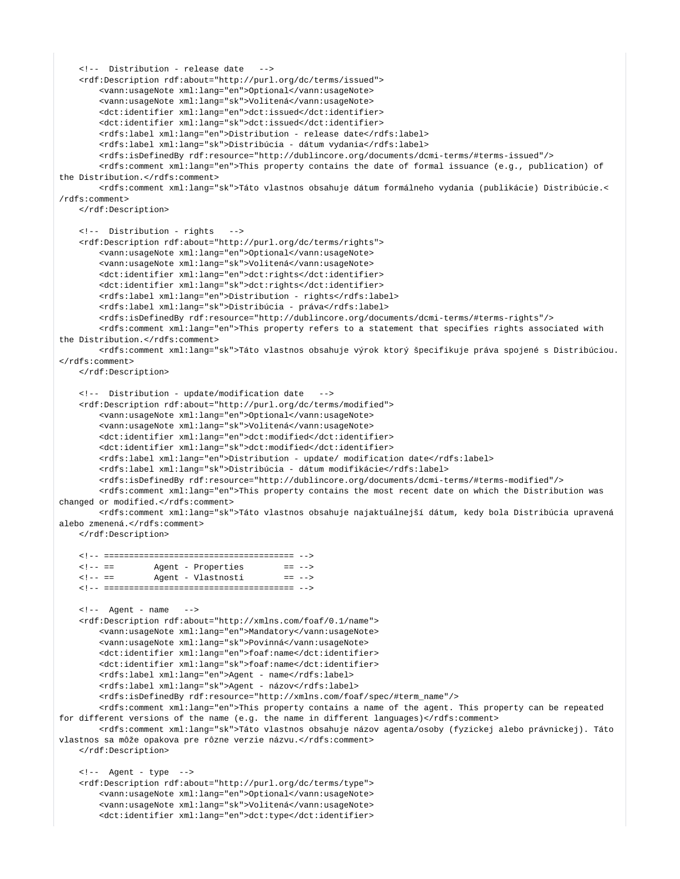```xml
    <!--  Distribution - release date   -->
    <rdf:Description rdf:about="http://purl.org/dc/terms/issued">
        <vann:usageNote xml:lang="en">Optional</vann:usageNote>
        <vann:usageNote xml:lang="sk">Volitená</vann:usageNote>
        <dct:identifier xml:lang="en">dct:issued</dct:identifier>
        <dct:identifier xml:lang="sk">dct:issued</dct:identifier>
        <rdfs:label xml:lang="en">Distribution - release date</rdfs:label>
        <rdfs:label xml:lang="sk">Distribúcia - dátum vydania</rdfs:label>
        <rdfs:isDefinedBy rdf:resource="http://dublincore.org/documents/dcmi-terms/#terms-issued"/>
        <rdfs:comment xml:lang="en">This property contains the date of formal issuance (e.g., publication) of 
the Distribution.</rdfs:comment>
        <rdfs:comment xml:lang="sk">Táto vlastnos obsahuje dátum formálneho vydania (publikácie) Distribúcie.<
/rdfs:comment>
    </rdf:Description>

    <!--  Distribution - rights   -->
    <rdf:Description rdf:about="http://purl.org/dc/terms/rights">
        <vann:usageNote xml:lang="en">Optional</vann:usageNote>
        <vann:usageNote xml:lang="sk">Volitená</vann:usageNote>
        <dct:identifier xml:lang="en">dct:rights</dct:identifier>
        <dct:identifier xml:lang="sk">dct:rights</dct:identifier>
        <rdfs:label xml:lang="en">Distribution - rights</rdfs:label>
        <rdfs:label xml:lang="sk">Distribúcia - práva</rdfs:label>
        <rdfs:isDefinedBy rdf:resource="http://dublincore.org/documents/dcmi-terms/#terms-rights"/>
        <rdfs:comment xml:lang="en">This property refers to a statement that specifies rights associated with 
the Distribution.</rdfs:comment>
        <rdfs:comment xml:lang="sk">Táto vlastnos obsahuje výrok ktorý špecifikuje práva spojené s Distribúciou.
</rdfs:comment>
    </rdf:Description>

    <!--  Distribution - update/modification date   -->
    <rdf:Description rdf:about="http://purl.org/dc/terms/modified">
        <vann:usageNote xml:lang="en">Optional</vann:usageNote>
        <vann:usageNote xml:lang="sk">Volitená</vann:usageNote>
        <dct:identifier xml:lang="en">dct:modified</dct:identifier>
        <dct:identifier xml:lang="sk">dct:modified</dct:identifier>
        <rdfs:label xml:lang="en">Distribution - update/ modification date</rdfs:label>
        <rdfs:label xml:lang="sk">Distribúcia - dátum modifikácie</rdfs:label>
        <rdfs:isDefinedBy rdf:resource="http://dublincore.org/documents/dcmi-terms/#terms-modified"/>
        <rdfs:comment xml:lang="en">This property contains the most recent date on which the Distribution was 
changed or modified.</rdfs:comment>
        <rdfs:comment xml:lang="sk">Táto vlastnos obsahuje najaktuálnejší dátum, kedy bola Distribúcia upravená 
alebo zmenená.</rdfs:comment>
    </rdf:Description>

    <!-- ====================================== -->
    <!-- ==        Agent - Properties        == -->
    <!-- ==        Agent - Vlastnosti        == -->
    <!-- ====================================== -->

    <!--  Agent - name   -->
    <rdf:Description rdf:about="http://xmlns.com/foaf/0.1/name">
        <vann:usageNote xml:lang="en">Mandatory</vann:usageNote>
        <vann:usageNote xml:lang="sk">Povinná</vann:usageNote>
        <dct:identifier xml:lang="en">foaf:name</dct:identifier>
        <dct:identifier xml:lang="sk">foaf:name</dct:identifier>
        <rdfs:label xml:lang="en">Agent - name</rdfs:label>
        <rdfs:label xml:lang="sk">Agent - názov</rdfs:label>
        <rdfs:isDefinedBy rdf:resource="http://xmlns.com/foaf/spec/#term_name"/>
        <rdfs:comment xml:lang="en">This property contains a name of the agent. This property can be repeated 
for different versions of the name (e.g. the name in different languages)</rdfs:comment>
        <rdfs:comment xml:lang="sk">Táto vlastnos obsahuje názov agenta/osoby (fyzickej alebo právnickej). Táto 
vlastnos sa môže opakova pre rôzne verzie názvu.</rdfs:comment>
    </rdf:Description>

    <!--  Agent - type  -->
    <rdf:Description rdf:about="http://purl.org/dc/terms/type">
        <vann:usageNote xml:lang="en">Optional</vann:usageNote>
        <vann:usageNote xml:lang="sk">Volitená</vann:usageNote>
        <dct:identifier xml:lang="en">dct:type</dct:identifier>
```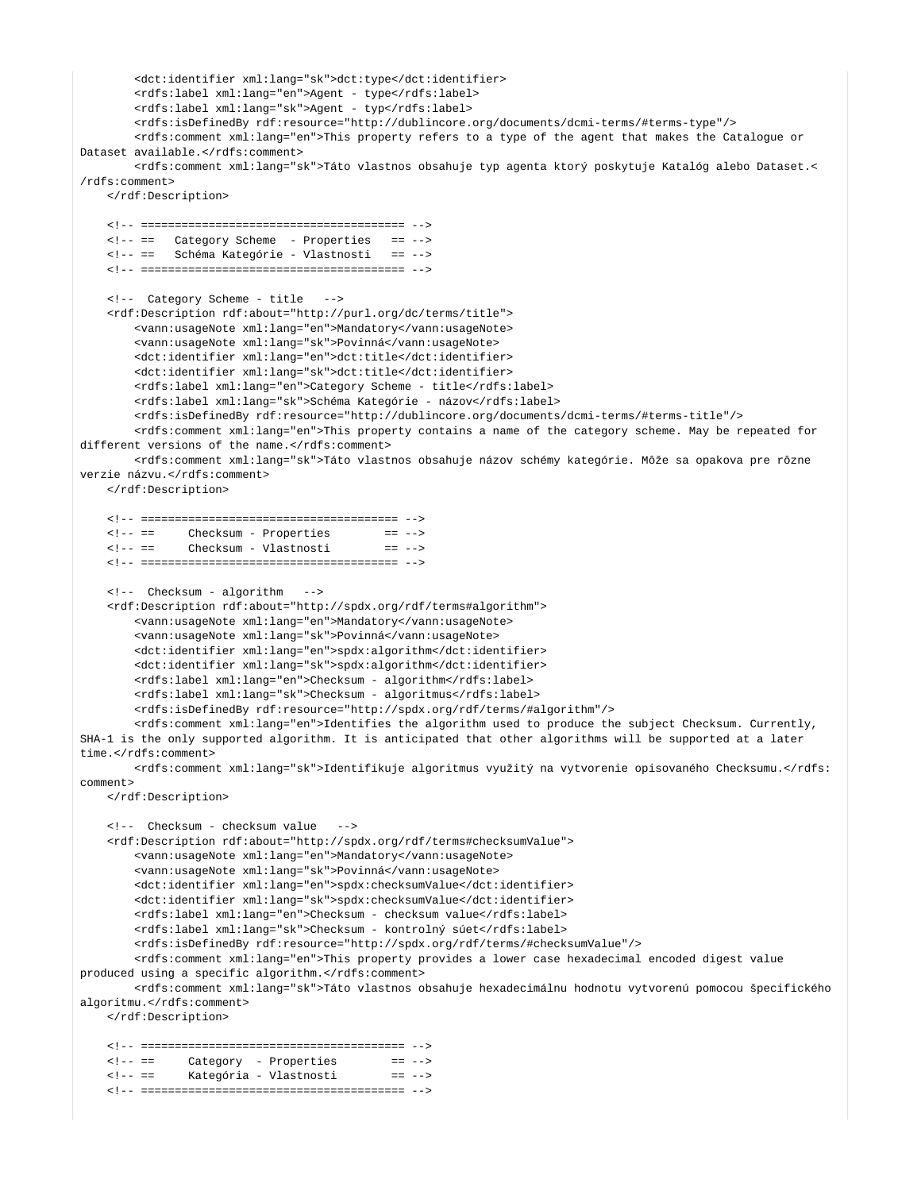```
        <dct:identifier xml:lang="sk">dct:type</dct:identifier>
        <rdfs:label xml:lang="en">Agent - type</rdfs:label>
        <rdfs:label xml:lang="sk">Agent - typ</rdfs:label>
        <rdfs:isDefinedBy rdf:resource="http://dublincore.org/documents/dcmi-terms/#terms-type"/>
        <rdfs:comment xml:lang="en">This property refers to a type of the agent that makes the Catalogue or 
Dataset available.</rdfs:comment>
        <rdfs:comment xml:lang="sk">Táto vlastnos obsahuje typ agenta ktorý poskytuje Katalóg alebo Dataset.<
/rdfs:comment>
    </rdf:Description>

    <!-- ======================================= -->
    <!-- ==   Category Scheme  - Properties   == -->
    <!-- ==   Schéma Kategórie - Vlastnosti   == -->
    <!-- ======================================= -->

    <!--  Category Scheme - title   -->
    <rdf:Description rdf:about="http://purl.org/dc/terms/title">
        <vann:usageNote xml:lang="en">Mandatory</vann:usageNote>
        <vann:usageNote xml:lang="sk">Povinná</vann:usageNote>
        <dct:identifier xml:lang="en">dct:title</dct:identifier>
        <dct:identifier xml:lang="sk">dct:title</dct:identifier>
        <rdfs:label xml:lang="en">Category Scheme - title</rdfs:label>
        <rdfs:label xml:lang="sk">Schéma Kategórie - názov</rdfs:label>
        <rdfs:isDefinedBy rdf:resource="http://dublincore.org/documents/dcmi-terms/#terms-title"/>
        <rdfs:comment xml:lang="en">This property contains a name of the category scheme. May be repeated for 
different versions of the name.</rdfs:comment>
        <rdfs:comment xml:lang="sk">Táto vlastnos obsahuje názov schémy kategórie. Môže sa opakova pre rôzne 
verzie názvu.</rdfs:comment>
    </rdf:Description>

    <!-- ====================================== -->
    <!-- ==     Checksum - Properties        == -->
    <!-- ==     Checksum - Vlastnosti        == -->
    <!-- ====================================== -->

    <!--  Checksum - algorithm   -->
    <rdf:Description rdf:about="http://spdx.org/rdf/terms#algorithm">
        <vann:usageNote xml:lang="en">Mandatory</vann:usageNote>
        <vann:usageNote xml:lang="sk">Povinná</vann:usageNote>
        <dct:identifier xml:lang="en">spdx:algorithm</dct:identifier>
        <dct:identifier xml:lang="sk">spdx:algorithm</dct:identifier>
        <rdfs:label xml:lang="en">Checksum - algorithm</rdfs:label>
        <rdfs:label xml:lang="sk">Checksum - algoritmus</rdfs:label>
        <rdfs:isDefinedBy rdf:resource="http://spdx.org/rdf/terms/#algorithm"/>
        <rdfs:comment xml:lang="en">Identifies the algorithm used to produce the subject Checksum. Currently, 
SHA-1 is the only supported algorithm. It is anticipated that other algorithms will be supported at a later 
time.</rdfs:comment>
        <rdfs:comment xml:lang="sk">Identifikuje algoritmus využitý na vytvorenie opisovaného Checksumu.</rdfs:
comment>
    </rdf:Description>

    <!--  Checksum - checksum value   -->
    <rdf:Description rdf:about="http://spdx.org/rdf/terms#checksumValue">
        <vann:usageNote xml:lang="en">Mandatory</vann:usageNote>
        <vann:usageNote xml:lang="sk">Povinná</vann:usageNote>
        <dct:identifier xml:lang="en">spdx:checksumValue</dct:identifier>
        <dct:identifier xml:lang="sk">spdx:checksumValue</dct:identifier>
        <rdfs:label xml:lang="en">Checksum - checksum value</rdfs:label>
        <rdfs:label xml:lang="sk">Checksum - kontrolný súet</rdfs:label>
        <rdfs:isDefinedBy rdf:resource="http://spdx.org/rdf/terms/#checksumValue"/>
        <rdfs:comment xml:lang="en">This property provides a lower case hexadecimal encoded digest value 
produced using a specific algorithm.</rdfs:comment>
        <rdfs:comment xml:lang="sk">Táto vlastnos obsahuje hexadecimálnu hodnotu vytvorenú pomocou špecifického 
algoritmu.</rdfs:comment>
    </rdf:Description>

    <!-- ======================================= -->
    <!-- ==     Category  - Properties        == -->
    <!-- ==     Kategória - Vlastnosti        == -->
    <!-- ======================================= -->
```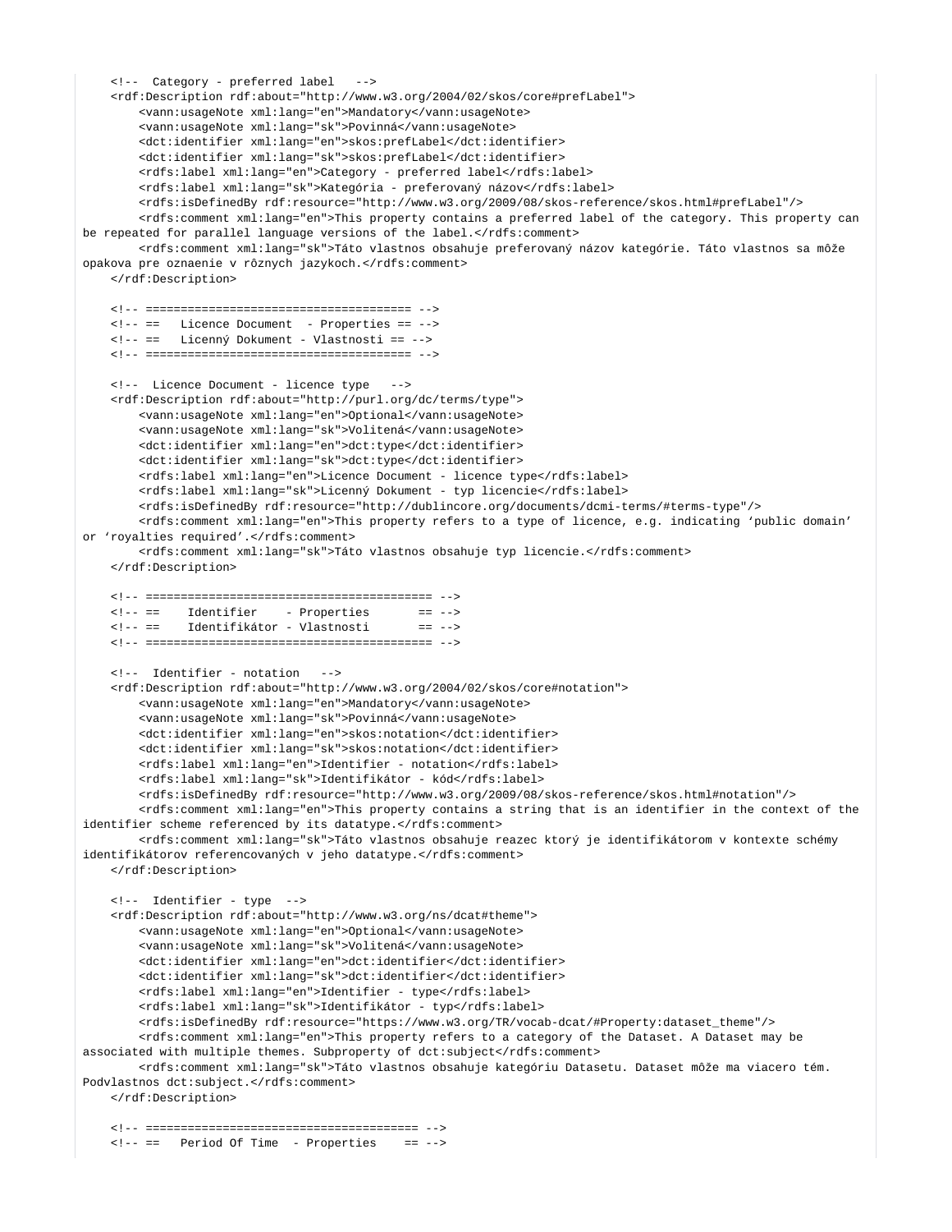```
    <!--  Category - preferred label   -->
    <rdf:Description rdf:about="http://www.w3.org/2004/02/skos/core#prefLabel">
        <vann:usageNote xml:lang="en">Mandatory</vann:usageNote>
        <vann:usageNote xml:lang="sk">Povinná</vann:usageNote>
        <dct:identifier xml:lang="en">skos:prefLabel</dct:identifier>
        <dct:identifier xml:lang="sk">skos:prefLabel</dct:identifier>
        <rdfs:label xml:lang="en">Category - preferred label</rdfs:label>
        <rdfs:label xml:lang="sk">Kategória - preferovaný názov</rdfs:label>
        <rdfs:isDefinedBy rdf:resource="http://www.w3.org/2009/08/skos-reference/skos.html#prefLabel"/>
        <rdfs:comment xml:lang="en">This property contains a preferred label of the category. This property can
be repeated for parallel language versions of the label.</rdfs:comment>
        <rdfs:comment xml:lang="sk">Táto vlastnos obsahuje preferovaný názov kategórie. Táto vlastnos sa môže
opakova pre oznaenie v rôznych jazykoch.</rdfs:comment>
    </rdf:Description>

    <!-- ====================================== -->
    <!-- ==   Licence Document  - Properties == -->
    <!-- ==   Licenný Dokument - Vlastnosti == -->
    <!-- ====================================== -->

    <!--  Licence Document - licence type   -->
    <rdf:Description rdf:about="http://purl.org/dc/terms/type">
        <vann:usageNote xml:lang="en">Optional</vann:usageNote>
        <vann:usageNote xml:lang="sk">Volitená</vann:usageNote>
        <dct:identifier xml:lang="en">dct:type</dct:identifier>
        <dct:identifier xml:lang="sk">dct:type</dct:identifier>
        <rdfs:label xml:lang="en">Licence Document - licence type</rdfs:label>
        <rdfs:label xml:lang="sk">Licenný Dokument - typ licencie</rdfs:label>
        <rdfs:isDefinedBy rdf:resource="http://dublincore.org/documents/dcmi-terms/#terms-type"/>
        <rdfs:comment xml:lang="en">This property refers to a type of licence, e.g. indicating ‘public domain’
or ‘royalties required’.</rdfs:comment>
        <rdfs:comment xml:lang="sk">Táto vlastnos obsahuje typ licencie.</rdfs:comment>
    </rdf:Description>

    <!-- ========================================= -->
    <!-- ==    Identifier    - Properties       == -->
    <!-- ==    Identifikátor - Vlastnosti       == -->
    <!-- ========================================= -->

    <!--  Identifier - notation   -->
    <rdf:Description rdf:about="http://www.w3.org/2004/02/skos/core#notation">
        <vann:usageNote xml:lang="en">Mandatory</vann:usageNote>
        <vann:usageNote xml:lang="sk">Povinná</vann:usageNote>
        <dct:identifier xml:lang="en">skos:notation</dct:identifier>
        <dct:identifier xml:lang="sk">skos:notation</dct:identifier>
        <rdfs:label xml:lang="en">Identifier - notation</rdfs:label>
        <rdfs:label xml:lang="sk">Identifikátor - kód</rdfs:label>
        <rdfs:isDefinedBy rdf:resource="http://www.w3.org/2009/08/skos-reference/skos.html#notation"/>
        <rdfs:comment xml:lang="en">This property contains a string that is an identifier in the context of the
identifier scheme referenced by its datatype.</rdfs:comment>
        <rdfs:comment xml:lang="sk">Táto vlastnos obsahuje reazec ktorý je identifikátorom v kontexte schémy
identifikátorov referencovaných v jeho datatype.</rdfs:comment>
    </rdf:Description>

    <!--  Identifier - type  -->
    <rdf:Description rdf:about="http://www.w3.org/ns/dcat#theme">
        <vann:usageNote xml:lang="en">Optional</vann:usageNote>
        <vann:usageNote xml:lang="sk">Volitená</vann:usageNote>
        <dct:identifier xml:lang="en">dct:identifier</dct:identifier>
        <dct:identifier xml:lang="sk">dct:identifier</dct:identifier>
        <rdfs:label xml:lang="en">Identifier - type</rdfs:label>
        <rdfs:label xml:lang="sk">Identifikátor - typ</rdfs:label>
        <rdfs:isDefinedBy rdf:resource="https://www.w3.org/TR/vocab-dcat/#Property:dataset_theme"/>
        <rdfs:comment xml:lang="en">This property refers to a category of the Dataset. A Dataset may be
associated with multiple themes. Subproperty of dct:subject</rdfs:comment>
        <rdfs:comment xml:lang="sk">Táto vlastnos obsahuje kategóriu Datasetu. Dataset môže ma viacero tém.
Podvlastnos dct:subject.</rdfs:comment>
    </rdf:Description>

    <!-- ======================================= -->
    <!-- ==   Period Of Time  - Properties    == -->
```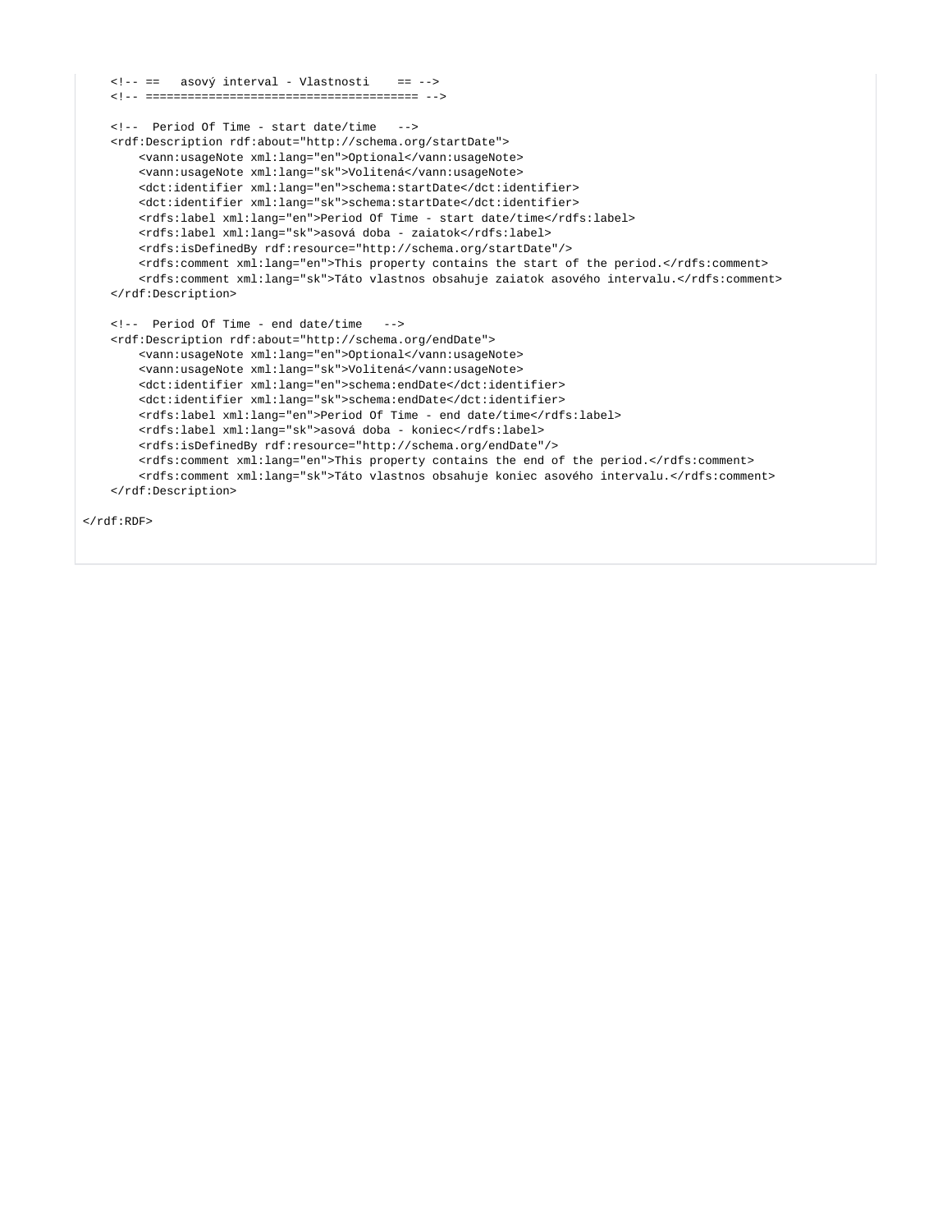```
    <!-- ==   asový interval - Vlastnosti    == -->
    <!-- ======================================= -->

    <!--  Period Of Time - start date/time   -->
    <rdf:Description rdf:about="http://schema.org/startDate">
        <vann:usageNote xml:lang="en">Optional</vann:usageNote>
        <vann:usageNote xml:lang="sk">Volitená</vann:usageNote>
        <dct:identifier xml:lang="en">schema:startDate</dct:identifier>
        <dct:identifier xml:lang="sk">schema:startDate</dct:identifier>
        <rdfs:label xml:lang="en">Period Of Time - start date/time</rdfs:label>
        <rdfs:label xml:lang="sk">asová doba - zaiatok</rdfs:label>
        <rdfs:isDefinedBy rdf:resource="http://schema.org/startDate"/>
        <rdfs:comment xml:lang="en">This property contains the start of the period.</rdfs:comment>
        <rdfs:comment xml:lang="sk">Táto vlastnos obsahuje zaiatok asového intervalu.</rdfs:comment>
    </rdf:Description>

    <!--  Period Of Time - end date/time   -->
    <rdf:Description rdf:about="http://schema.org/endDate">
        <vann:usageNote xml:lang="en">Optional</vann:usageNote>
        <vann:usageNote xml:lang="sk">Volitená</vann:usageNote>
        <dct:identifier xml:lang="en">schema:endDate</dct:identifier>
        <dct:identifier xml:lang="sk">schema:endDate</dct:identifier>
        <rdfs:label xml:lang="en">Period Of Time - end date/time</rdfs:label>
        <rdfs:label xml:lang="sk">asová doba - koniec</rdfs:label>
        <rdfs:isDefinedBy rdf:resource="http://schema.org/endDate"/>
        <rdfs:comment xml:lang="en">This property contains the end of the period.</rdfs:comment>
        <rdfs:comment xml:lang="sk">Táto vlastnos obsahuje koniec asového intervalu.</rdfs:comment>
    </rdf:Description>

</rdf:RDF>
```